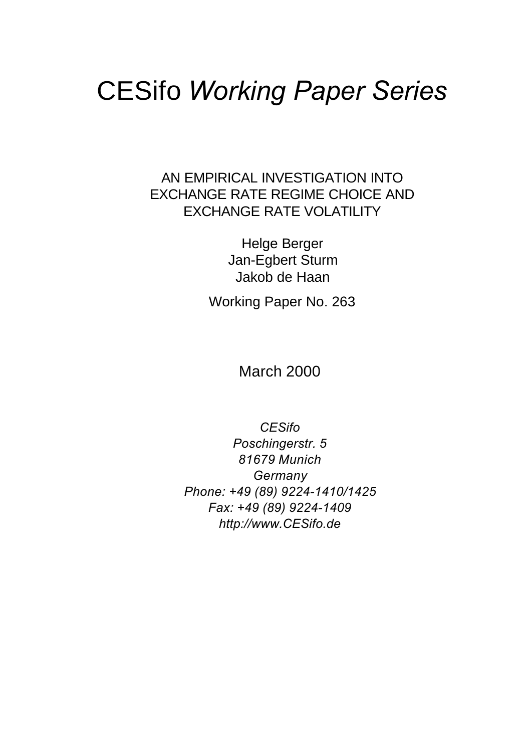# CESifo *Working Paper Series*

AN EMPIRICAL INVESTIGATION INTO EXCHANGE RATE REGIME CHOICE AND EXCHANGE RATE VOLATILITY

Helge Berger
Jan-Egbert Sturm
Jakob de Haan

Working Paper No. 263

March 2000

*CESifo*
*Poschingerstr. 5*
*81679 Munich*
*Germany*
*Phone: +49 (89) 9224-1410/1425*
*Fax: +49 (89) 9224-1409*
*http://www.CESifo.de*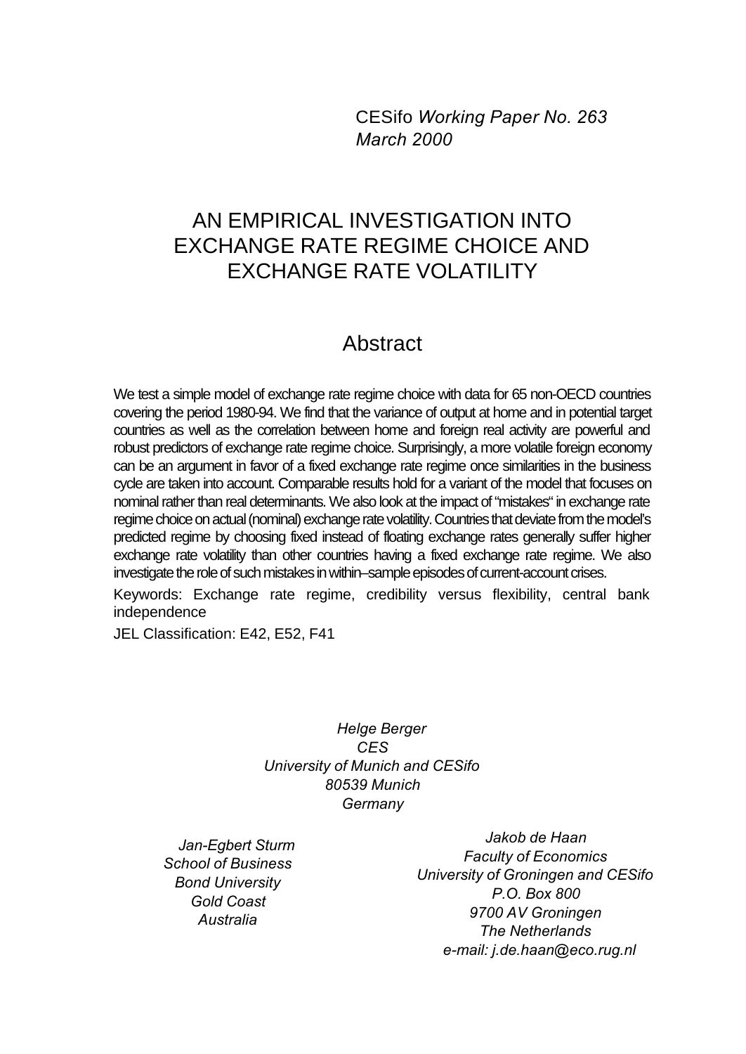CESifo *Working Paper No. 263*
*March 2000*

# AN EMPIRICAL INVESTIGATION INTO EXCHANGE RATE REGIME CHOICE AND EXCHANGE RATE VOLATILITY

## Abstract

We test a simple model of exchange rate regime choice with data for 65 non-OECD countries covering the period 1980-94. We find that the variance of output at home and in potential target countries as well as the correlation between home and foreign real activity are powerful and robust predictors of exchange rate regime choice. Surprisingly, a more volatile foreign economy can be an argument in favor of a fixed exchange rate regime once similarities in the business cycle are taken into account. Comparable results hold for a variant of the model that focuses on nominal rather than real determinants. We also look at the impact of "mistakes" in exchange rate regime choice on actual (nominal) exchange rate volatility. Countries that deviate from the model's predicted regime by choosing fixed instead of floating exchange rates generally suffer higher exchange rate volatility than other countries having a fixed exchange rate regime. We also investigate the role of such mistakes in within–sample episodes of current-account crises.

Keywords: Exchange rate regime, credibility versus flexibility, central bank independence

JEL Classification: E42, E52, F41

*Helge Berger*
*CES*
*University of Munich and CESifo*
*80539 Munich*
*Germany*

*Jan-Egbert Sturm*
*School of Business*
*Bond University*
*Gold Coast*
*Australia*

*Jakob de Haan*
*Faculty of Economics*
*University of Groningen and CESifo*
*P.O. Box 800*
*9700 AV Groningen*
*The Netherlands*
*e-mail: j.de.haan@eco.rug.nl*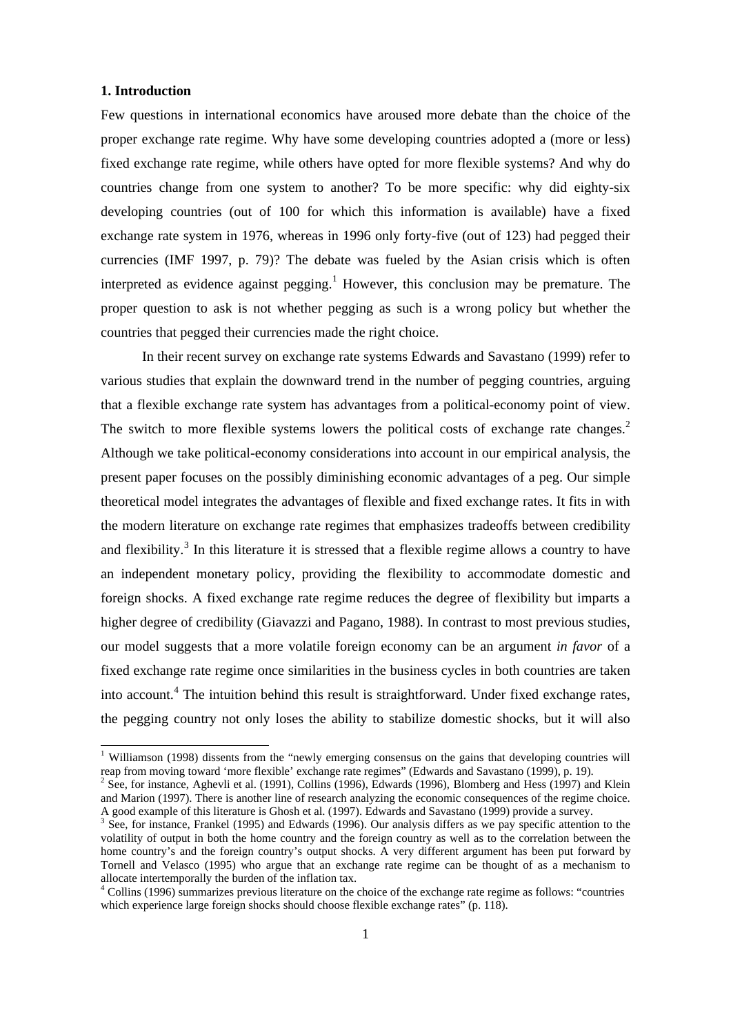### 1. Introduction

Few questions in international economics have aroused more debate than the choice of the proper exchange rate regime. Why have some developing countries adopted a (more or less) fixed exchange rate regime, while others have opted for more flexible systems? And why do countries change from one system to another? To be more specific: why did eighty-six developing countries (out of 100 for which this information is available) have a fixed exchange rate system in 1976, whereas in 1996 only forty-five (out of 123) had pegged their currencies (IMF 1997, p. 79)? The debate was fueled by the Asian crisis which is often interpreted as evidence against pegging.[1] However, this conclusion may be premature. The proper question to ask is not whether pegging as such is a wrong policy but whether the countries that pegged their currencies made the right choice.

In their recent survey on exchange rate systems Edwards and Savastano (1999) refer to various studies that explain the downward trend in the number of pegging countries, arguing that a flexible exchange rate system has advantages from a political-economy point of view. The switch to more flexible systems lowers the political costs of exchange rate changes.[2] Although we take political-economy considerations into account in our empirical analysis, the present paper focuses on the possibly diminishing economic advantages of a peg. Our simple theoretical model integrates the advantages of flexible and fixed exchange rates. It fits in with the modern literature on exchange rate regimes that emphasizes tradeoffs between credibility and flexibility.[3] In this literature it is stressed that a flexible regime allows a country to have an independent monetary policy, providing the flexibility to accommodate domestic and foreign shocks. A fixed exchange rate regime reduces the degree of flexibility but imparts a higher degree of credibility (Giavazzi and Pagano, 1988). In contrast to most previous studies, our model suggests that a more volatile foreign economy can be an argument *in favor* of a fixed exchange rate regime once similarities in the business cycles in both countries are taken into account.[4] The intuition behind this result is straightforward. Under fixed exchange rates, the pegging country not only loses the ability to stabilize domestic shocks, but it will also

[1] Williamson (1998) dissents from the "newly emerging consensus on the gains that developing countries will reap from moving toward 'more flexible' exchange rate regimes" (Edwards and Savastano (1999), p. 19).

[2] See, for instance, Aghevli et al. (1991), Collins (1996), Edwards (1996), Blomberg and Hess (1997) and Klein and Marion (1997). There is another line of research analyzing the economic consequences of the regime choice. A good example of this literature is Ghosh et al. (1997). Edwards and Savastano (1999) provide a survey.

[3] See, for instance, Frankel (1995) and Edwards (1996). Our analysis differs as we pay specific attention to the volatility of output in both the home country and the foreign country as well as to the correlation between the home country's and the foreign country's output shocks. A very different argument has been put forward by Tornell and Velasco (1995) who argue that an exchange rate regime can be thought of as a mechanism to allocate intertemporally the burden of the inflation tax.

[4] Collins (1996) summarizes previous literature on the choice of the exchange rate regime as follows: "countries which experience large foreign shocks should choose flexible exchange rates" (p. 118).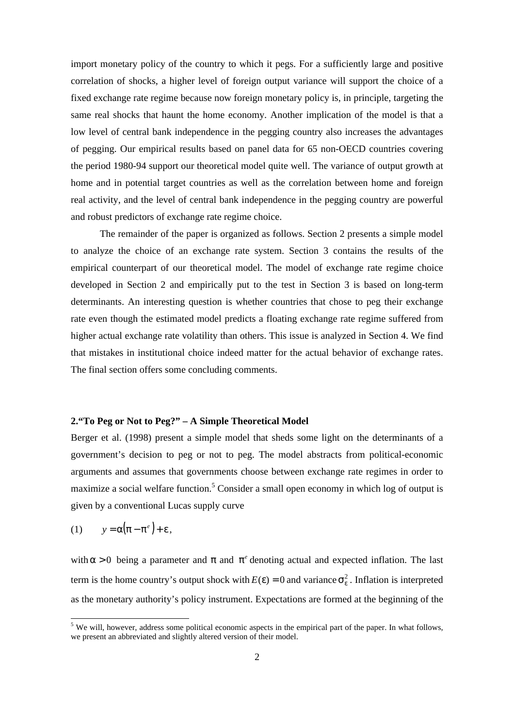import monetary policy of the country to which it pegs. For a sufficiently large and positive correlation of shocks, a higher level of foreign output variance will support the choice of a fixed exchange rate regime because now foreign monetary policy is, in principle, targeting the same real shocks that haunt the home economy. Another implication of the model is that a low level of central bank independence in the pegging country also increases the advantages of pegging. Our empirical results based on panel data for 65 non-OECD countries covering the period 1980-94 support our theoretical model quite well. The variance of output growth at home and in potential target countries as well as the correlation between home and foreign real activity, and the level of central bank independence in the pegging country are powerful and robust predictors of exchange rate regime choice.

The remainder of the paper is organized as follows. Section 2 presents a simple model to analyze the choice of an exchange rate system. Section 3 contains the results of the empirical counterpart of our theoretical model. The model of exchange rate regime choice developed in Section 2 and empirically put to the test in Section 3 is based on long-term determinants. An interesting question is whether countries that chose to peg their exchange rate even though the estimated model predicts a floating exchange rate regime suffered from higher actual exchange rate volatility than others. This issue is analyzed in Section 4. We find that mistakes in institutional choice indeed matter for the actual behavior of exchange rates. The final section offers some concluding comments.

## 2. "To Peg or Not to Peg?" – A Simple Theoretical Model

Berger et al. (1998) present a simple model that sheds some light on the determinants of a government's decision to peg or not to peg. The model abstracts from political-economic arguments and assumes that governments choose between exchange rate regimes in order to maximize a social welfare function.[5] Consider a small open economy in which log of output is given by a conventional Lucas supply curve

$$(1) \qquad y = \alpha\left(\pi - \pi^{e}\right) + \varepsilon,$$

with $\alpha > 0$ being a parameter and $\pi$ and $\pi^{e}$ denoting actual and expected inflation. The last term is the home country's output shock with $E(\varepsilon) = 0$ and variance $\sigma_{\varepsilon}^{2}$. Inflation is interpreted as the monetary authority's policy instrument. Expectations are formed at the beginning of the

[5] We will, however, address some political economic aspects in the empirical part of the paper. In what follows, we present an abbreviated and slightly altered version of their model.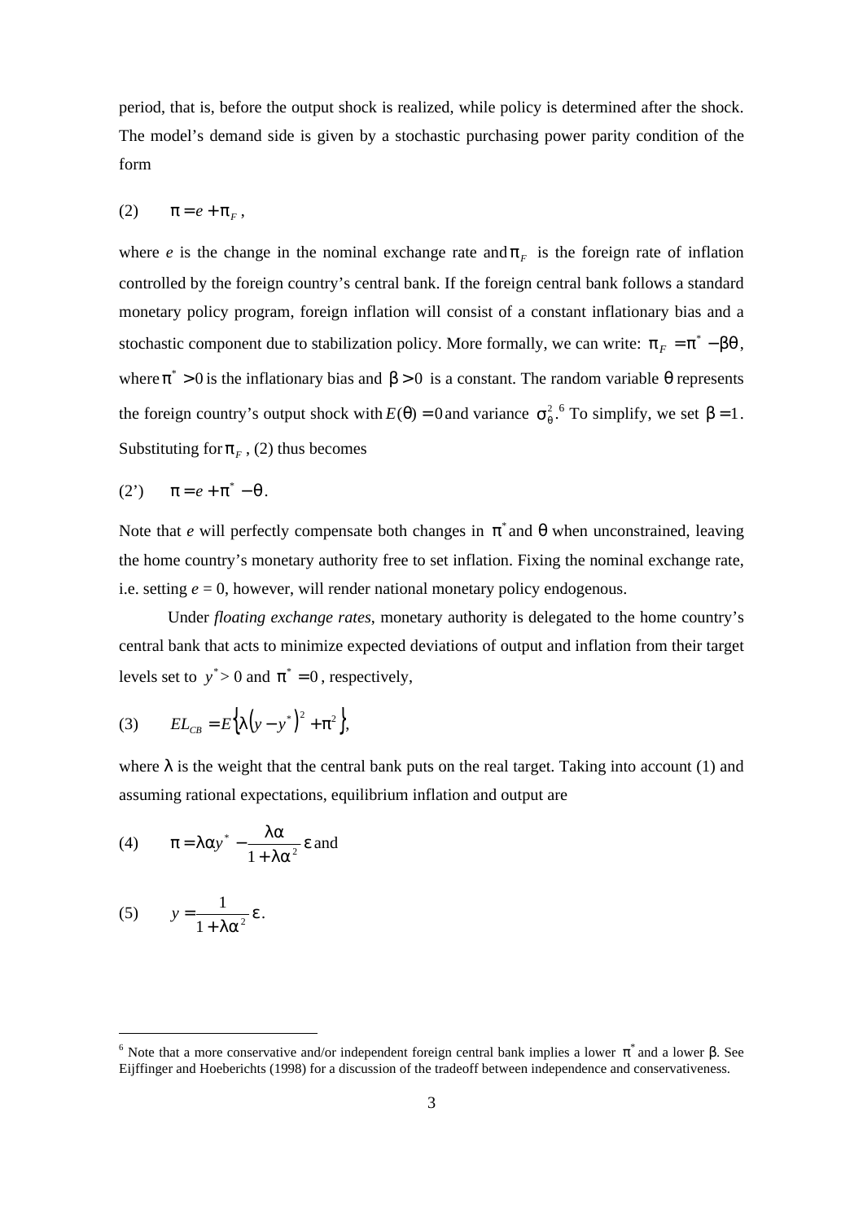period, that is, before the output shock is realized, while policy is determined after the shock. The model's demand side is given by a stochastic purchasing power parity condition of the form

$$(2) \qquad \pi = e + \pi_F ,$$

where *e* is the change in the nominal exchange rate and $\pi_F$ is the foreign rate of inflation controlled by the foreign country's central bank. If the foreign central bank follows a standard monetary policy program, foreign inflation will consist of a constant inflationary bias and a stochastic component due to stabilization policy. More formally, we can write: $\pi_F = \pi^* - \beta\theta$, where $\pi^* > 0$ is the inflationary bias and $\beta > 0$ is a constant. The random variable $\theta$ represents the foreign country's output shock with $E(\theta) = 0$ and variance $\sigma_\theta^2$.[6] To simplify, we set $\beta = 1$. Substituting for $\pi_F$, (2) thus becomes

$$(2') \qquad \pi = e + \pi^* - \theta .$$

Note that *e* will perfectly compensate both changes in $\pi^*$ and $\theta$ when unconstrained, leaving the home country's monetary authority free to set inflation. Fixing the nominal exchange rate, i.e. setting $e = 0$, however, will render national monetary policy endogenous.

Under *floating exchange rates*, monetary authority is delegated to the home country's central bank that acts to minimize expected deviations of output and inflation from their target levels set to $y^* > 0$ and $\pi^* = 0$, respectively,

$$(3) \qquad EL_{CB} = E\left\{\lambda\left(y - y^*\right)^2 + \pi^2\right\},$$

where $\lambda$ is the weight that the central bank puts on the real target. Taking into account (1) and assuming rational expectations, equilibrium inflation and output are

$$(4) \qquad \pi = \lambda\alpha y^* - \frac{\lambda\alpha}{1 + \lambda\alpha^2}\varepsilon \text{ and}$$

$$(5) \qquad y = \frac{1}{1 + \lambda\alpha^2}\varepsilon .$$

---

[6] Note that a more conservative and/or independent foreign central bank implies a lower $\pi^*$ and a lower $\beta$. See Eijffinger and Hoeberichts (1998) for a discussion of the tradeoff between independence and conservativeness.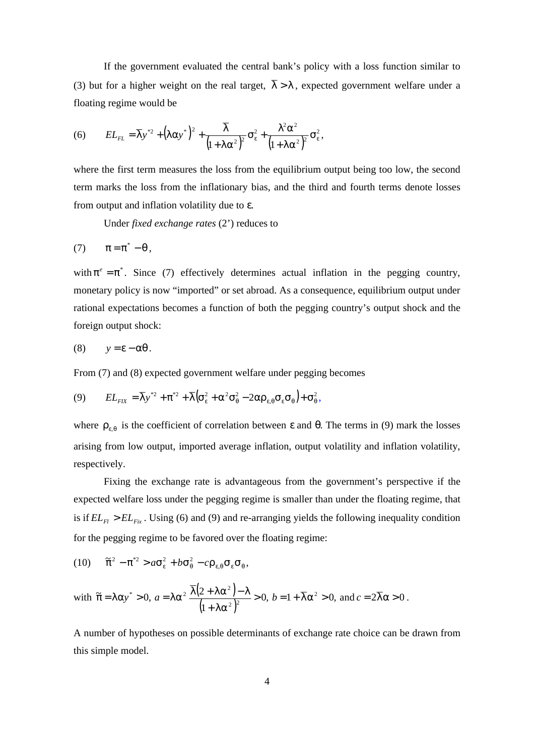If the government evaluated the central bank's policy with a loss function similar to (3) but for a higher weight on the real target, $\overline{\lambda} > \lambda$, expected government welfare under a floating regime would be

$$(6) \qquad EL_{FL} = \overline{\lambda} y^{*2} + \left(\lambda \alpha y^*\right)^2 + \frac{\overline{\lambda}}{\left(1+\lambda\alpha^2\right)^2}\sigma_\varepsilon^2 + \frac{\lambda^2\alpha^2}{\left(1+\lambda\alpha^2\right)^2}\sigma_\varepsilon^2,$$

where the first term measures the loss from the equilibrium output being too low, the second term marks the loss from the inflationary bias, and the third and fourth terms denote losses from output and inflation volatility due to $\varepsilon$.

Under *fixed exchange rates* (2') reduces to

$$(7) \qquad \pi = \pi^* - \theta,$$

with $\pi^e = \pi^*$. Since (7) effectively determines actual inflation in the pegging country, monetary policy is now "imported" or set abroad. As a consequence, equilibrium output under rational expectations becomes a function of both the pegging country's output shock and the foreign output shock:

$$(8) \qquad y = \varepsilon - \alpha\theta.$$

From (7) and (8) expected government welfare under pegging becomes

$$(9) \qquad EL_{FIX} = \overline{\lambda} y^{*2} + \pi^{*2} + \overline{\lambda}\left(\sigma_\varepsilon^2 + \alpha^2\sigma_\theta^2 - 2\alpha\rho_{\varepsilon,\theta}\sigma_\varepsilon\sigma_\theta\right) + \sigma_\theta^2,$$

where $\rho_{\varepsilon,\theta}$ is the coefficient of correlation between $\varepsilon$ and $\theta$. The terms in (9) mark the losses arising from low output, imported average inflation, output volatility and inflation volatility, respectively.

Fixing the exchange rate is advantageous from the government's perspective if the expected welfare loss under the pegging regime is smaller than under the floating regime, that is if $EL_{Fl} > EL_{Fix}$. Using (6) and (9) and re-arranging yields the following inequality condition for the pegging regime to be favored over the floating regime:

$$(10) \qquad \tilde{\pi}^2 - \pi^{*2} > a\sigma_\varepsilon^2 + b\sigma_\theta^2 - c\rho_{\varepsilon,\theta}\sigma_\varepsilon\sigma_\theta,$$

with $\tilde{\pi} = \lambda\alpha y^* > 0$, $a = \lambda\alpha^2 \dfrac{\overline{\lambda}\left(2+\lambda\alpha^2\right) - \lambda}{\left(1+\lambda\alpha^2\right)^2} > 0$, $b = 1 + \overline{\lambda}\alpha^2 > 0$, and $c = 2\overline{\lambda}\alpha > 0$.

A number of hypotheses on possible determinants of exchange rate choice can be drawn from this simple model.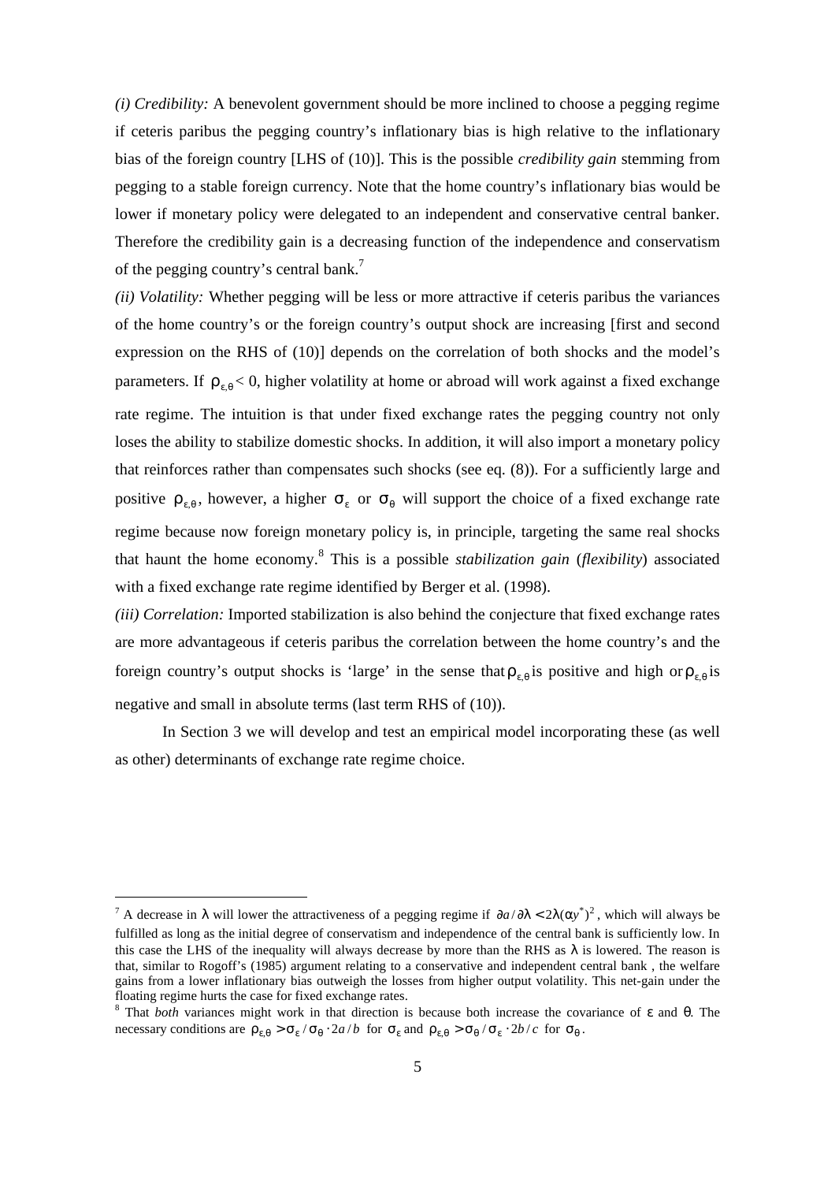*(i) Credibility:* A benevolent government should be more inclined to choose a pegging regime if ceteris paribus the pegging country's inflationary bias is high relative to the inflationary bias of the foreign country [LHS of (10)]. This is the possible *credibility gain* stemming from pegging to a stable foreign currency. Note that the home country's inflationary bias would be lower if monetary policy were delegated to an independent and conservative central banker. Therefore the credibility gain is a decreasing function of the independence and conservatism of the pegging country's central bank.[7]

*(ii) Volatility:* Whether pegging will be less or more attractive if ceteris paribus the variances of the home country's or the foreign country's output shock are increasing [first and second expression on the RHS of (10)] depends on the correlation of both shocks and the model's parameters. If $\rho_{\varepsilon,\theta} < 0$, higher volatility at home or abroad will work against a fixed exchange rate regime. The intuition is that under fixed exchange rates the pegging country not only loses the ability to stabilize domestic shocks. In addition, it will also import a monetary policy that reinforces rather than compensates such shocks (see eq. (8)). For a sufficiently large and positive $\rho_{\varepsilon,\theta}$, however, a higher $\sigma_{\varepsilon}$ or $\sigma_{\theta}$ will support the choice of a fixed exchange rate regime because now foreign monetary policy is, in principle, targeting the same real shocks that haunt the home economy.[8] This is a possible *stabilization gain* (*flexibility*) associated with a fixed exchange rate regime identified by Berger et al. (1998).

*(iii) Correlation:* Imported stabilization is also behind the conjecture that fixed exchange rates are more advantageous if ceteris paribus the correlation between the home country's and the foreign country's output shocks is 'large' in the sense that $\rho_{\varepsilon,\theta}$ is positive and high or $\rho_{\varepsilon,\theta}$ is negative and small in absolute terms (last term RHS of (10)).

In Section 3 we will develop and test an empirical model incorporating these (as well as other) determinants of exchange rate regime choice.

---

[7] A decrease in $\lambda$ will lower the attractiveness of a pegging regime if $\partial a / \partial \lambda < 2\lambda(\alpha y^*)^2$, which will always be fulfilled as long as the initial degree of conservatism and independence of the central bank is sufficiently low. In this case the LHS of the inequality will always decrease by more than the RHS as $\lambda$ is lowered. The reason is that, similar to Rogoff's (1985) argument relating to a conservative and independent central bank , the welfare gains from a lower inflationary bias outweigh the losses from higher output volatility. This net-gain under the floating regime hurts the case for fixed exchange rates.

[8] That *both* variances might work in that direction is because both increase the covariance of $\varepsilon$ and $\theta$. The necessary conditions are $\rho_{\varepsilon,\theta} > \sigma_{\varepsilon} / \sigma_{\theta} \cdot 2a/b$ for $\sigma_{\varepsilon}$ and $\rho_{\varepsilon,\theta} > \sigma_{\theta} / \sigma_{\varepsilon} \cdot 2b/c$ for $\sigma_{\theta}$.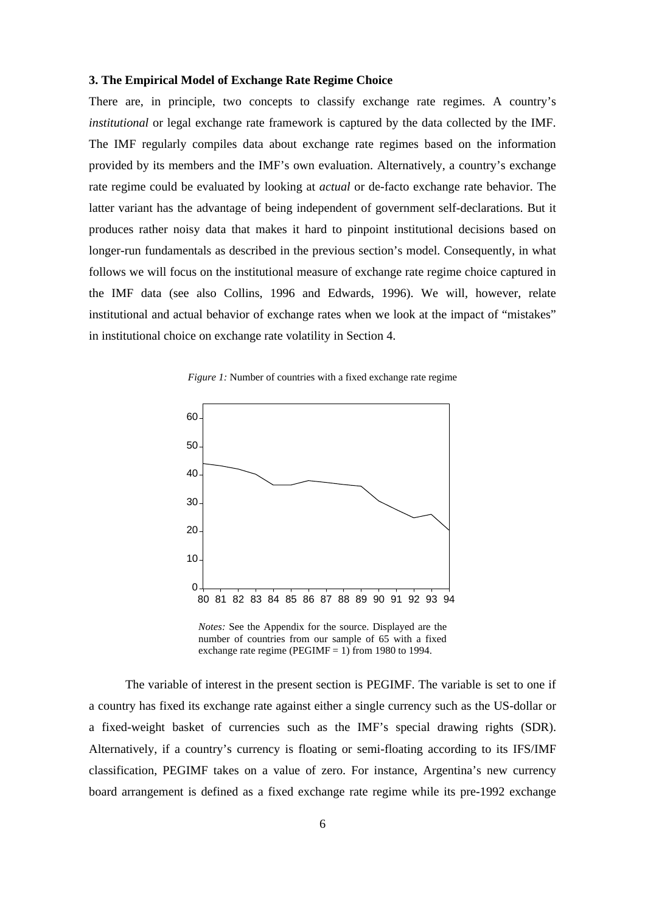### 3. The Empirical Model of Exchange Rate Regime Choice

There are, in principle, two concepts to classify exchange rate regimes. A country's *institutional* or legal exchange rate framework is captured by the data collected by the IMF. The IMF regularly compiles data about exchange rate regimes based on the information provided by its members and the IMF's own evaluation. Alternatively, a country's exchange rate regime could be evaluated by looking at *actual* or de-facto exchange rate behavior. The latter variant has the advantage of being independent of government self-declarations. But it produces rather noisy data that makes it hard to pinpoint institutional decisions based on longer-run fundamentals as described in the previous section's model. Consequently, in what follows we will focus on the institutional measure of exchange rate regime choice captured in the IMF data (see also Collins, 1996 and Edwards, 1996). We will, however, relate institutional and actual behavior of exchange rates when we look at the impact of "mistakes" in institutional choice on exchange rate volatility in Section 4.

*Figure 1:* Number of countries with a fixed exchange rate regime

*Notes:* See the Appendix for the source. Displayed are the number of countries from our sample of 65 with a fixed exchange rate regime (PEGIMF = 1) from 1980 to 1994.

The variable of interest in the present section is PEGIMF. The variable is set to one if a country has fixed its exchange rate against either a single currency such as the US-dollar or a fixed-weight basket of currencies such as the IMF's special drawing rights (SDR). Alternatively, if a country's currency is floating or semi-floating according to its IFS/IMF classification, PEGIMF takes on a value of zero. For instance, Argentina's new currency board arrangement is defined as a fixed exchange rate regime while its pre-1992 exchange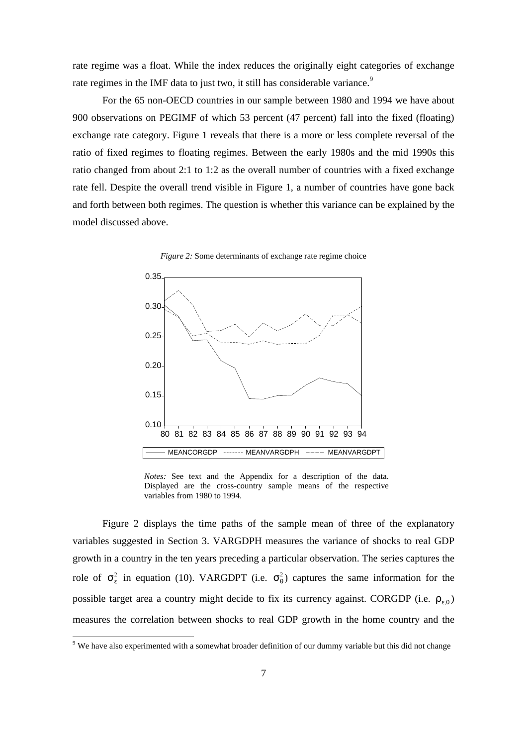rate regime was a float. While the index reduces the originally eight categories of exchange rate regimes in the IMF data to just two, it still has considerable variance.[9]

For the 65 non-OECD countries in our sample between 1980 and 1994 we have about 900 observations on PEGIMF of which 53 percent (47 percent) fall into the fixed (floating) exchange rate category. Figure 1 reveals that there is a more or less complete reversal of the ratio of fixed regimes to floating regimes. Between the early 1980s and the mid 1990s this ratio changed from about 2:1 to 1:2 as the overall number of countries with a fixed exchange rate fell. Despite the overall trend visible in Figure 1, a number of countries have gone back and forth between both regimes. The question is whether this variance can be explained by the model discussed above.

*Figure 2:* Some determinants of exchange rate regime choice

*Notes:* See text and the Appendix for a description of the data. Displayed are the cross-country sample means of the respective variables from 1980 to 1994.

Figure 2 displays the time paths of the sample mean of three of the explanatory variables suggested in Section 3. VARGDPH measures the variance of shocks to real GDP growth in a country in the ten years preceding a particular observation. The series captures the role of $\sigma_{\varepsilon}^{2}$ in equation (10). VARGDPT (i.e. $\sigma_{\theta}^{2}$) captures the same information for the possible target area a country might decide to fix its currency against. CORGDP (i.e. $\rho_{\varepsilon,\theta}$) measures the correlation between shocks to real GDP growth in the home country and the

[9] We have also experimented with a somewhat broader definition of our dummy variable but this did not change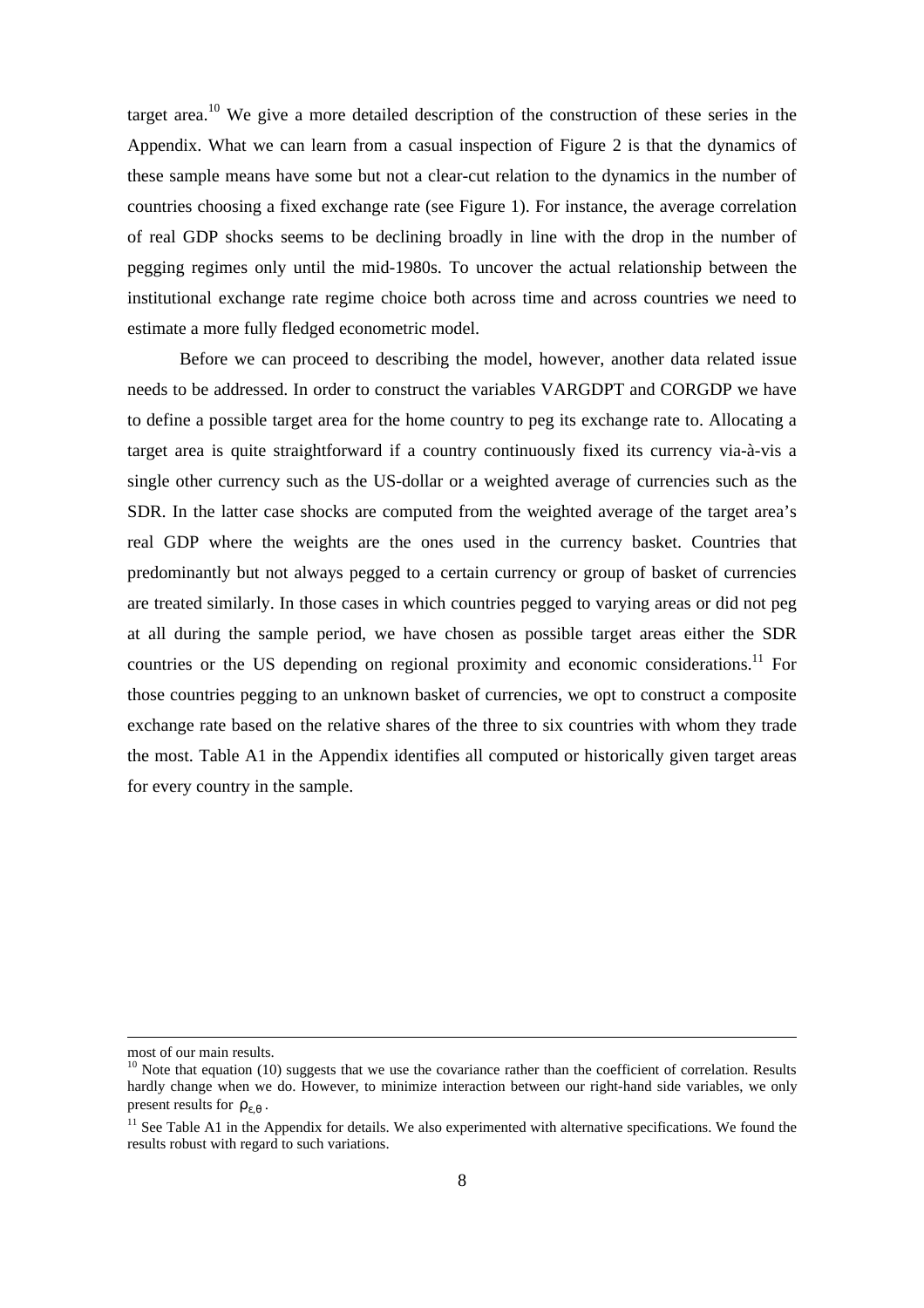target area.[10] We give a more detailed description of the construction of these series in the Appendix. What we can learn from a casual inspection of Figure 2 is that the dynamics of these sample means have some but not a clear-cut relation to the dynamics in the number of countries choosing a fixed exchange rate (see Figure 1). For instance, the average correlation of real GDP shocks seems to be declining broadly in line with the drop in the number of pegging regimes only until the mid-1980s. To uncover the actual relationship between the institutional exchange rate regime choice both across time and across countries we need to estimate a more fully fledged econometric model.

Before we can proceed to describing the model, however, another data related issue needs to be addressed. In order to construct the variables VARGDPT and CORGDP we have to define a possible target area for the home country to peg its exchange rate to. Allocating a target area is quite straightforward if a country continuously fixed its currency via-à-vis a single other currency such as the US-dollar or a weighted average of currencies such as the SDR. In the latter case shocks are computed from the weighted average of the target area's real GDP where the weights are the ones used in the currency basket. Countries that predominantly but not always pegged to a certain currency or group of basket of currencies are treated similarly. In those cases in which countries pegged to varying areas or did not peg at all during the sample period, we have chosen as possible target areas either the SDR countries or the US depending on regional proximity and economic considerations.[11] For those countries pegging to an unknown basket of currencies, we opt to construct a composite exchange rate based on the relative shares of the three to six countries with whom they trade the most. Table A1 in the Appendix identifies all computed or historically given target areas for every country in the sample.

---

most of our main results.

[10] Note that equation (10) suggests that we use the covariance rather than the coefficient of correlation. Results hardly change when we do. However, to minimize interaction between our right-hand side variables, we only present results for $\rho_{\varepsilon,\theta}$.

[11] See Table A1 in the Appendix for details. We also experimented with alternative specifications. We found the results robust with regard to such variations.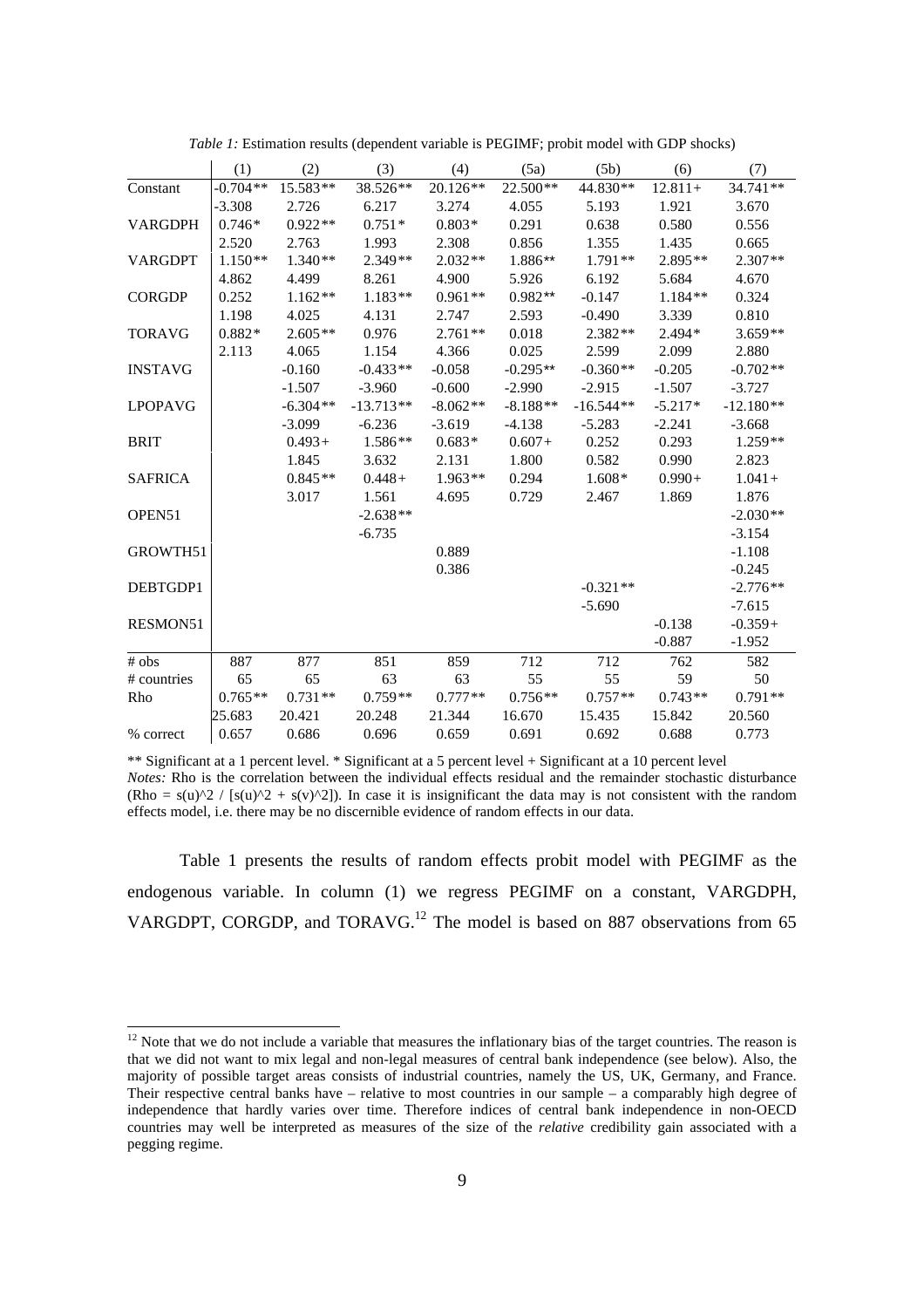*Table 1:* Estimation results (dependent variable is PEGIMF; probit model with GDP shocks)

| | (1) | (2) | (3) | (4) | (5a) | (5b) | (6) | (7) |
|---|---|---|---|---|---|---|---|---|
| Constant | -0.704** | 15.583** | 38.526** | 20.126** | 22.500** | 44.830** | 12.811+ | 34.741** |
| | -3.308 | 2.726 | 6.217 | 3.274 | 4.055 | 5.193 | 1.921 | 3.670 |
| VARGDPH | 0.746* | 0.922** | 0.751* | 0.803* | 0.291 | 0.638 | 0.580 | 0.556 |
| | 2.520 | 2.763 | 1.993 | 2.308 | 0.856 | 1.355 | 1.435 | 0.665 |
| VARGDPT | 1.150** | 1.340** | 2.349** | 2.032** | 1.886** | 1.791** | 2.895** | 2.307** |
| | 4.862 | 4.499 | 8.261 | 4.900 | 5.926 | 6.192 | 5.684 | 4.670 |
| CORGDP | 0.252 | 1.162** | 1.183** | 0.961** | 0.982** | -0.147 | 1.184** | 0.324 |
| | 1.198 | 4.025 | 4.131 | 2.747 | 2.593 | -0.490 | 3.339 | 0.810 |
| TORAVG | 0.882* | 2.605** | 0.976 | 2.761** | 0.018 | 2.382** | 2.494* | 3.659** |
| | 2.113 | 4.065 | 1.154 | 4.366 | 0.025 | 2.599 | 2.099 | 2.880 |
| INSTAVG | | -0.160 | -0.433** | -0.058 | -0.295** | -0.360** | -0.205 | -0.702** |
| | | -1.507 | -3.960 | -0.600 | -2.990 | -2.915 | -1.507 | -3.727 |
| LPOPAVG | | -6.304** | -13.713** | -8.062** | -8.188** | -16.544** | -5.217* | -12.180** |
| | | -3.099 | -6.236 | -3.619 | -4.138 | -5.283 | -2.241 | -3.668 |
| BRIT | | 0.493+ | 1.586** | 0.683* | 0.607+ | 0.252 | 0.293 | 1.259** |
| | | 1.845 | 3.632 | 2.131 | 1.800 | 0.582 | 0.990 | 2.823 |
| SAFRICA | | 0.845** | 0.448+ | 1.963** | 0.294 | 1.608* | 0.990+ | 1.041+ |
| | | 3.017 | 1.561 | 4.695 | 0.729 | 2.467 | 1.869 | 1.876 |
| OPEN51 | | | -2.638** | | | | | -2.030** |
| | | | -6.735 | | | | | -3.154 |
| GROWTH51 | | | | 0.889 | | | | -1.108 |
| | | | | 0.386 | | | | -0.245 |
| DEBTGDP1 | | | | | | -0.321** | | -2.776** |
| | | | | | | -5.690 | | -7.615 |
| RESMON51 | | | | | | | -0.138 | -0.359+ |
| | | | | | | | -0.887 | -1.952 |
| # obs | 887 | 877 | 851 | 859 | 712 | 712 | 762 | 582 |
| # countries | 65 | 65 | 63 | 63 | 55 | 55 | 59 | 50 |
| Rho | 0.765** | 0.731** | 0.759** | 0.777** | 0.756** | 0.757** | 0.743** | 0.791** |
| | 25.683 | 20.421 | 20.248 | 21.344 | 16.670 | 15.435 | 15.842 | 20.560 |
| % correct | 0.657 | 0.686 | 0.696 | 0.659 | 0.691 | 0.692 | 0.688 | 0.773 |

** Significant at a 1 percent level. * Significant at a 5 percent level + Significant at a 10 percent level

*Notes:* Rho is the correlation between the individual effects residual and the remainder stochastic disturbance (Rho = s(u)^2 / [s(u)^2 + s(v)^2]). In case it is insignificant the data may is not consistent with the random effects model, i.e. there may be no discernible evidence of random effects in our data.

Table 1 presents the results of random effects probit model with PEGIMF as the endogenous variable. In column (1) we regress PEGIMF on a constant, VARGDPH, VARGDPT, CORGDP, and TORAVG.[12] The model is based on 887 observations from 65

[12] Note that we do not include a variable that measures the inflationary bias of the target countries. The reason is that we did not want to mix legal and non-legal measures of central bank independence (see below). Also, the majority of possible target areas consists of industrial countries, namely the US, UK, Germany, and France. Their respective central banks have – relative to most countries in our sample – a comparably high degree of independence that hardly varies over time. Therefore indices of central bank independence in non-OECD countries may well be interpreted as measures of the size of the *relative* credibility gain associated with a pegging regime.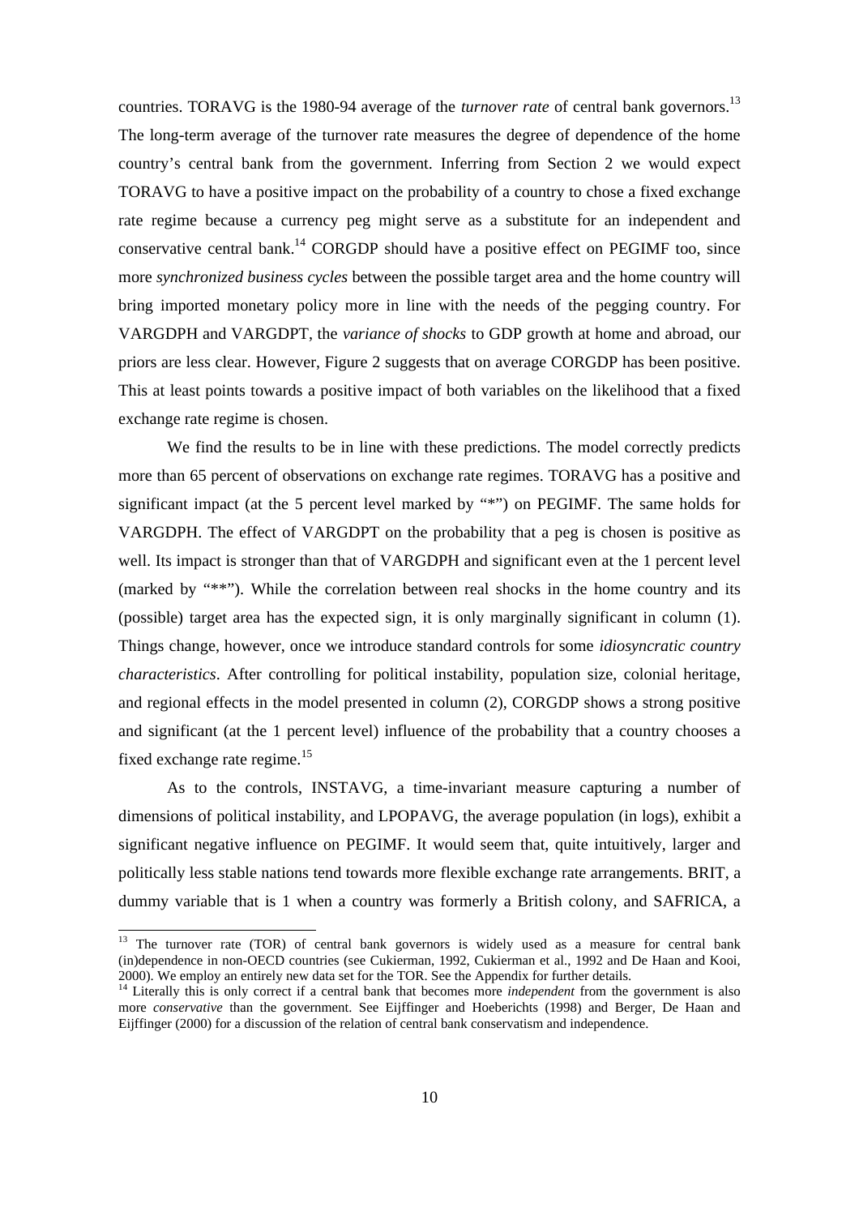countries. TORAVG is the 1980-94 average of the *turnover rate* of central bank governors.[13] The long-term average of the turnover rate measures the degree of dependence of the home country's central bank from the government. Inferring from Section 2 we would expect TORAVG to have a positive impact on the probability of a country to chose a fixed exchange rate regime because a currency peg might serve as a substitute for an independent and conservative central bank.[14] CORGDP should have a positive effect on PEGIMF too, since more *synchronized business cycles* between the possible target area and the home country will bring imported monetary policy more in line with the needs of the pegging country. For VARGDPH and VARGDPT, the *variance of shocks* to GDP growth at home and abroad, our priors are less clear. However, Figure 2 suggests that on average CORGDP has been positive. This at least points towards a positive impact of both variables on the likelihood that a fixed exchange rate regime is chosen.

We find the results to be in line with these predictions. The model correctly predicts more than 65 percent of observations on exchange rate regimes. TORAVG has a positive and significant impact (at the 5 percent level marked by "*") on PEGIMF. The same holds for VARGDPH. The effect of VARGDPT on the probability that a peg is chosen is positive as well. Its impact is stronger than that of VARGDPH and significant even at the 1 percent level (marked by "**"). While the correlation between real shocks in the home country and its (possible) target area has the expected sign, it is only marginally significant in column (1). Things change, however, once we introduce standard controls for some *idiosyncratic country characteristics*. After controlling for political instability, population size, colonial heritage, and regional effects in the model presented in column (2), CORGDP shows a strong positive and significant (at the 1 percent level) influence of the probability that a country chooses a fixed exchange rate regime.[15]

As to the controls, INSTAVG, a time-invariant measure capturing a number of dimensions of political instability, and LPOPAVG, the average population (in logs), exhibit a significant negative influence on PEGIMF. It would seem that, quite intuitively, larger and politically less stable nations tend towards more flexible exchange rate arrangements. BRIT, a dummy variable that is 1 when a country was formerly a British colony, and SAFRICA, a

---

[13] The turnover rate (TOR) of central bank governors is widely used as a measure for central bank (in)dependence in non-OECD countries (see Cukierman, 1992, Cukierman et al., 1992 and De Haan and Kooi, 2000). We employ an entirely new data set for the TOR. See the Appendix for further details.

[14] Literally this is only correct if a central bank that becomes more *independent* from the government is also more *conservative* than the government. See Eijffinger and Hoeberichts (1998) and Berger, De Haan and Eijffinger (2000) for a discussion of the relation of central bank conservatism and independence.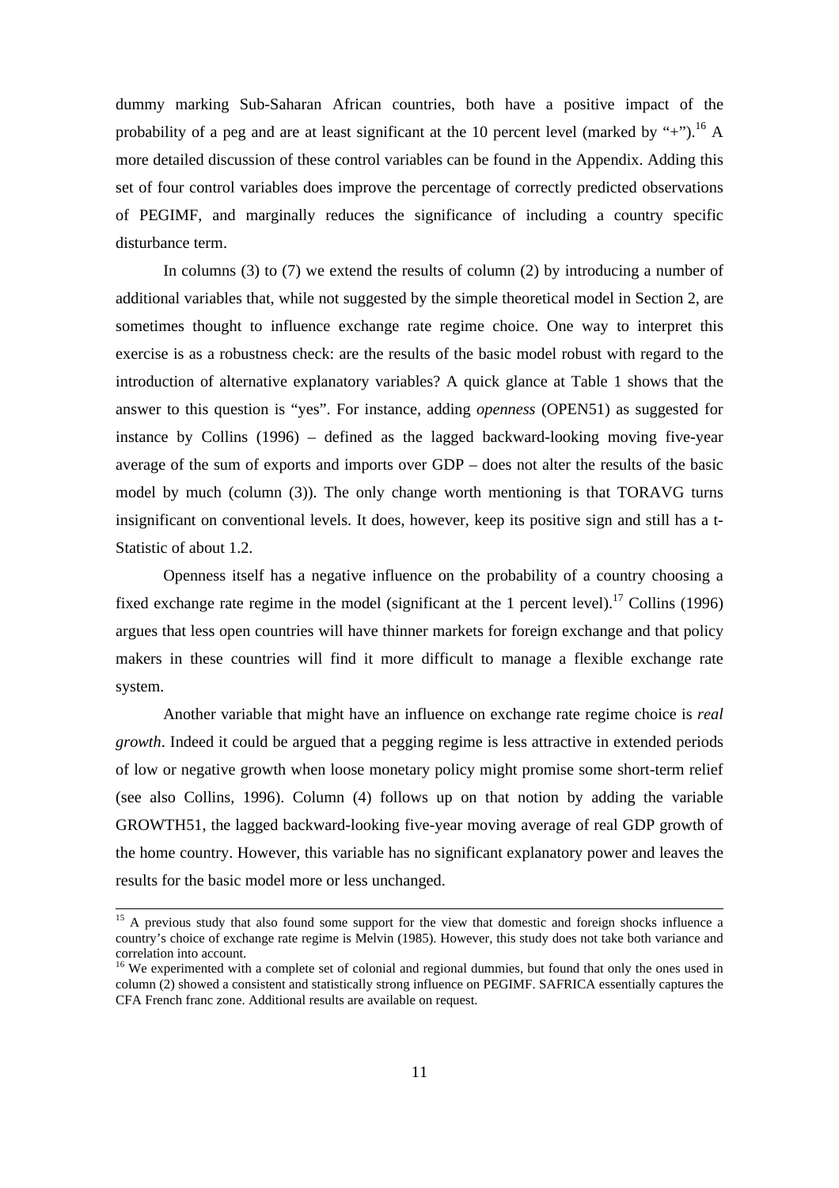dummy marking Sub-Saharan African countries, both have a positive impact of the probability of a peg and are at least significant at the 10 percent level (marked by "+").[16] A more detailed discussion of these control variables can be found in the Appendix. Adding this set of four control variables does improve the percentage of correctly predicted observations of PEGIMF, and marginally reduces the significance of including a country specific disturbance term.

In columns (3) to (7) we extend the results of column (2) by introducing a number of additional variables that, while not suggested by the simple theoretical model in Section 2, are sometimes thought to influence exchange rate regime choice. One way to interpret this exercise is as a robustness check: are the results of the basic model robust with regard to the introduction of alternative explanatory variables? A quick glance at Table 1 shows that the answer to this question is "yes". For instance, adding *openness* (OPEN51) as suggested for instance by Collins (1996) – defined as the lagged backward-looking moving five-year average of the sum of exports and imports over GDP – does not alter the results of the basic model by much (column (3)). The only change worth mentioning is that TORAVG turns insignificant on conventional levels. It does, however, keep its positive sign and still has a t-Statistic of about 1.2.

Openness itself has a negative influence on the probability of a country choosing a fixed exchange rate regime in the model (significant at the 1 percent level).[17] Collins (1996) argues that less open countries will have thinner markets for foreign exchange and that policy makers in these countries will find it more difficult to manage a flexible exchange rate system.

Another variable that might have an influence on exchange rate regime choice is *real growth*. Indeed it could be argued that a pegging regime is less attractive in extended periods of low or negative growth when loose monetary policy might promise some short-term relief (see also Collins, 1996). Column (4) follows up on that notion by adding the variable GROWTH51, the lagged backward-looking five-year moving average of real GDP growth of the home country. However, this variable has no significant explanatory power and leaves the results for the basic model more or less unchanged.

---

[15] A previous study that also found some support for the view that domestic and foreign shocks influence a country's choice of exchange rate regime is Melvin (1985). However, this study does not take both variance and correlation into account.

[16] We experimented with a complete set of colonial and regional dummies, but found that only the ones used in column (2) showed a consistent and statistically strong influence on PEGIMF. SAFRICA essentially captures the CFA French franc zone. Additional results are available on request.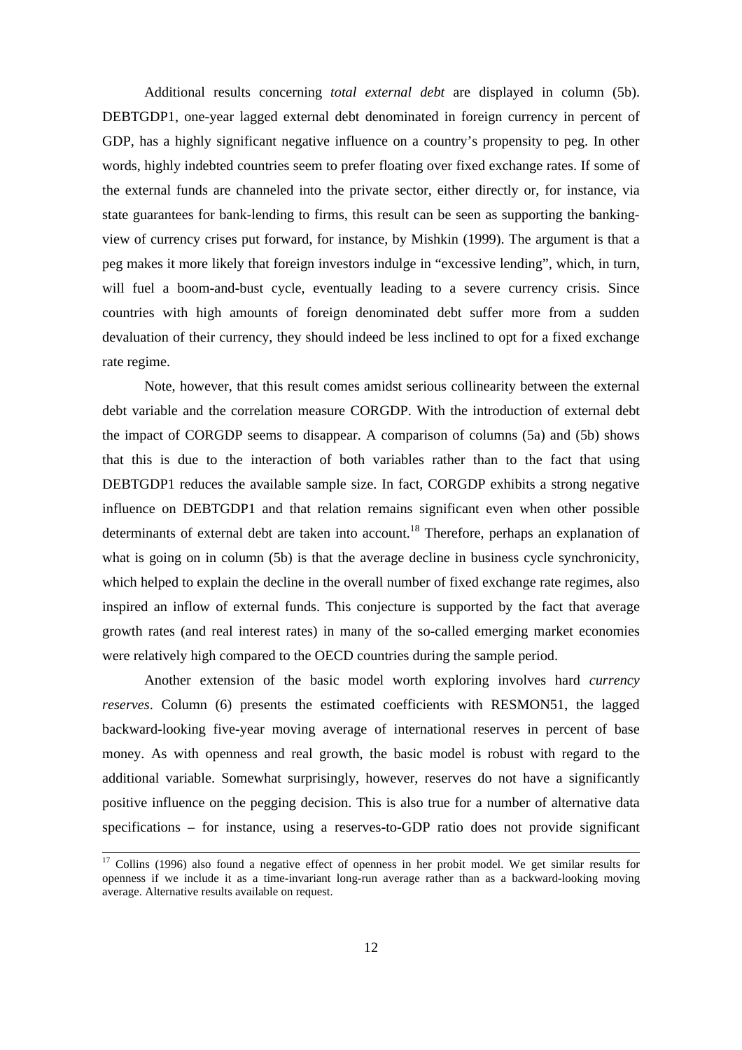Additional results concerning *total external debt* are displayed in column (5b). DEBTGDP1, one-year lagged external debt denominated in foreign currency in percent of GDP, has a highly significant negative influence on a country's propensity to peg. In other words, highly indebted countries seem to prefer floating over fixed exchange rates. If some of the external funds are channeled into the private sector, either directly or, for instance, via state guarantees for bank-lending to firms, this result can be seen as supporting the banking-view of currency crises put forward, for instance, by Mishkin (1999). The argument is that a peg makes it more likely that foreign investors indulge in "excessive lending", which, in turn, will fuel a boom-and-bust cycle, eventually leading to a severe currency crisis. Since countries with high amounts of foreign denominated debt suffer more from a sudden devaluation of their currency, they should indeed be less inclined to opt for a fixed exchange rate regime.

Note, however, that this result comes amidst serious collinearity between the external debt variable and the correlation measure CORGDP. With the introduction of external debt the impact of CORGDP seems to disappear. A comparison of columns (5a) and (5b) shows that this is due to the interaction of both variables rather than to the fact that using DEBTGDP1 reduces the available sample size. In fact, CORGDP exhibits a strong negative influence on DEBTGDP1 and that relation remains significant even when other possible determinants of external debt are taken into account.[18] Therefore, perhaps an explanation of what is going on in column (5b) is that the average decline in business cycle synchronicity, which helped to explain the decline in the overall number of fixed exchange rate regimes, also inspired an inflow of external funds. This conjecture is supported by the fact that average growth rates (and real interest rates) in many of the so-called emerging market economies were relatively high compared to the OECD countries during the sample period.

Another extension of the basic model worth exploring involves hard *currency reserves*. Column (6) presents the estimated coefficients with RESMON51, the lagged backward-looking five-year moving average of international reserves in percent of base money. As with openness and real growth, the basic model is robust with regard to the additional variable. Somewhat surprisingly, however, reserves do not have a significantly positive influence on the pegging decision. This is also true for a number of alternative data specifications – for instance, using a reserves-to-GDP ratio does not provide significant

---

[17] Collins (1996) also found a negative effect of openness in her probit model. We get similar results for openness if we include it as a time-invariant long-run average rather than as a backward-looking moving average. Alternative results available on request.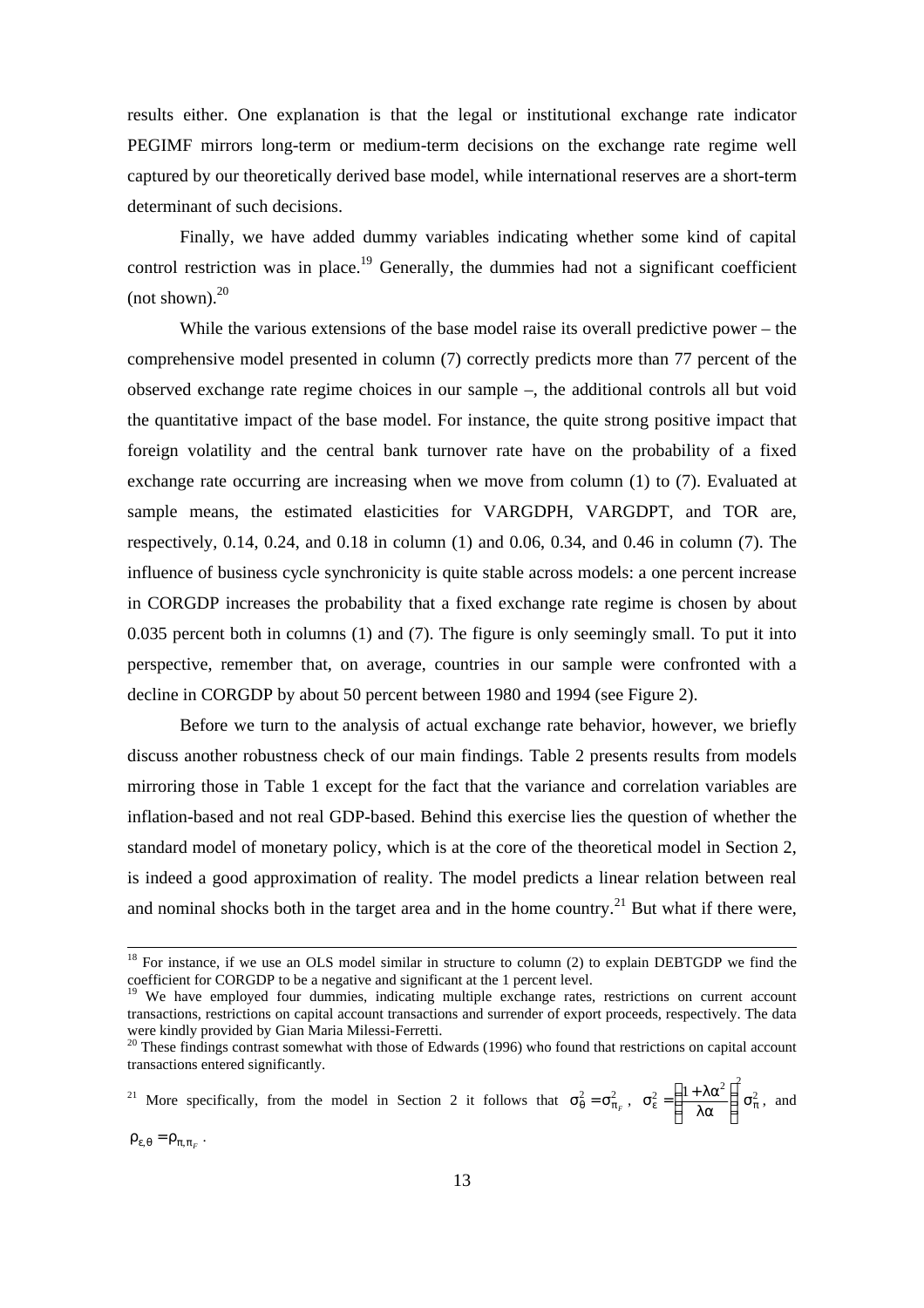results either. One explanation is that the legal or institutional exchange rate indicator PEGIMF mirrors long-term or medium-term decisions on the exchange rate regime well captured by our theoretically derived base model, while international reserves are a short-term determinant of such decisions.

Finally, we have added dummy variables indicating whether some kind of capital control restriction was in place.[19] Generally, the dummies had not a significant coefficient (not shown).[20]

While the various extensions of the base model raise its overall predictive power – the comprehensive model presented in column (7) correctly predicts more than 77 percent of the observed exchange rate regime choices in our sample –, the additional controls all but void the quantitative impact of the base model. For instance, the quite strong positive impact that foreign volatility and the central bank turnover rate have on the probability of a fixed exchange rate occurring are increasing when we move from column (1) to (7). Evaluated at sample means, the estimated elasticities for VARGDPH, VARGDPT, and TOR are, respectively, 0.14, 0.24, and 0.18 in column (1) and 0.06, 0.34, and 0.46 in column (7). The influence of business cycle synchronicity is quite stable across models: a one percent increase in CORGDP increases the probability that a fixed exchange rate regime is chosen by about 0.035 percent both in columns (1) and (7). The figure is only seemingly small. To put it into perspective, remember that, on average, countries in our sample were confronted with a decline in CORGDP by about 50 percent between 1980 and 1994 (see Figure 2).

Before we turn to the analysis of actual exchange rate behavior, however, we briefly discuss another robustness check of our main findings. Table 2 presents results from models mirroring those in Table 1 except for the fact that the variance and correlation variables are inflation-based and not real GDP-based. Behind this exercise lies the question of whether the standard model of monetary policy, which is at the core of the theoretical model in Section 2, is indeed a good approximation of reality. The model predicts a linear relation between real and nominal shocks both in the target area and in the home country.[21] But what if there were,

---

[18] For instance, if we use an OLS model similar in structure to column (2) to explain DEBTGDP we find the coefficient for CORGDP to be a negative and significant at the 1 percent level.

[19] We have employed four dummies, indicating multiple exchange rates, restrictions on current account transactions, restrictions on capital account transactions and surrender of export proceeds, respectively. The data were kindly provided by Gian Maria Milessi-Ferretti.

[20] These findings contrast somewhat with those of Edwards (1996) who found that restrictions on capital account transactions entered significantly.

[21] More specifically, from the model in Section 2 it follows that $\sigma_\theta^2 = \sigma_{\pi_F}^2$, $\sigma_\varepsilon^2 = \left(\frac{1+\lambda\alpha^2}{\lambda\alpha}\right)^2 \sigma_\pi^2$, and $\rho_{\varepsilon,\theta} = \rho_{\pi,\pi_F}$.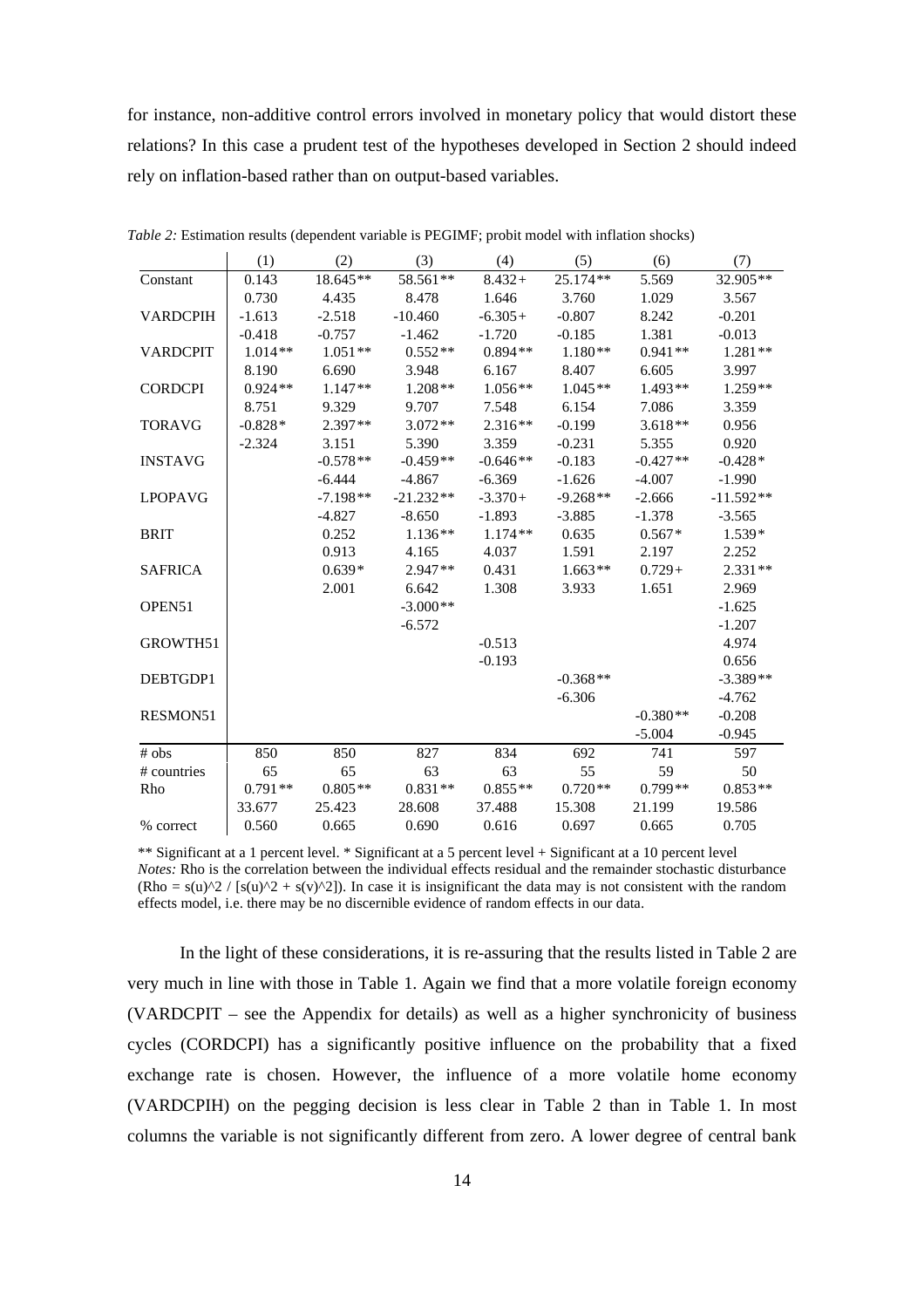for instance, non-additive control errors involved in monetary policy that would distort these relations? In this case a prudent test of the hypotheses developed in Section 2 should indeed rely on inflation-based rather than on output-based variables.

*Table 2:* Estimation results (dependent variable is PEGIMF; probit model with inflation shocks)

| | (1) | (2) | (3) | (4) | (5) | (6) | (7) |
|---|---|---|---|---|---|---|---|
| Constant | 0.143 | 18.645** | 58.561** | 8.432+ | 25.174** | 5.569 | 32.905** |
| | 0.730 | 4.435 | 8.478 | 1.646 | 3.760 | 1.029 | 3.567 |
| VARDCPIH | -1.613 | -2.518 | -10.460 | -6.305+ | -0.807 | 8.242 | -0.201 |
| | -0.418 | -0.757 | -1.462 | -1.720 | -0.185 | 1.381 | -0.013 |
| VARDCPIT | 1.014** | 1.051** | 0.552** | 0.894** | 1.180** | 0.941** | 1.281** |
| | 8.190 | 6.690 | 3.948 | 6.167 | 8.407 | 6.605 | 3.997 |
| CORDCPI | 0.924** | 1.147** | 1.208** | 1.056** | 1.045** | 1.493** | 1.259** |
| | 8.751 | 9.329 | 9.707 | 7.548 | 6.154 | 7.086 | 3.359 |
| TORAVG | -0.828* | 2.397** | 3.072** | 2.316** | -0.199 | 3.618** | 0.956 |
| | -2.324 | 3.151 | 5.390 | 3.359 | -0.231 | 5.355 | 0.920 |
| INSTAVG | | -0.578** | -0.459** | -0.646** | -0.183 | -0.427** | -0.428* |
| | | -6.444 | -4.867 | -6.369 | -1.626 | -4.007 | -1.990 |
| LPOPAVG | | -7.198** | -21.232** | -3.370+ | -9.268** | -2.666 | -11.592** |
| | | -4.827 | -8.650 | -1.893 | -3.885 | -1.378 | -3.565 |
| BRIT | | 0.252 | 1.136** | 1.174** | 0.635 | 0.567* | 1.539* |
| | | 0.913 | 4.165 | 4.037 | 1.591 | 2.197 | 2.252 |
| SAFRICA | | 0.639* | 2.947** | 0.431 | 1.663** | 0.729+ | 2.331** |
| | | 2.001 | 6.642 | 1.308 | 3.933 | 1.651 | 2.969 |
| OPEN51 | | | -3.000** | | | | -1.625 |
| | | | -6.572 | | | | -1.207 |
| GROWTH51 | | | | -0.513 | | | 4.974 |
| | | | | -0.193 | | | 0.656 |
| DEBTGDP1 | | | | | -0.368** | | -3.389** |
| | | | | | -6.306 | | -4.762 |
| RESMON51 | | | | | | -0.380** | -0.208 |
| | | | | | | -5.004 | -0.945 |
| # obs | 850 | 850 | 827 | 834 | 692 | 741 | 597 |
| # countries | 65 | 65 | 63 | 63 | 55 | 59 | 50 |
| Rho | 0.791** | 0.805** | 0.831** | 0.855** | 0.720** | 0.799** | 0.853** |
| | 33.677 | 25.423 | 28.608 | 37.488 | 15.308 | 21.199 | 19.586 |
| % correct | 0.560 | 0.665 | 0.690 | 0.616 | 0.697 | 0.665 | 0.705 |

** Significant at a 1 percent level. * Significant at a 5 percent level + Significant at a 10 percent level
*Notes:* Rho is the correlation between the individual effects residual and the remainder stochastic disturbance (Rho = s(u)^2 / [s(u)^2 + s(v)^2]). In case it is insignificant the data may is not consistent with the random effects model, i.e. there may be no discernible evidence of random effects in our data.

In the light of these considerations, it is re-assuring that the results listed in Table 2 are very much in line with those in Table 1. Again we find that a more volatile foreign economy (VARDCPIT – see the Appendix for details) as well as a higher synchronicity of business cycles (CORDCPI) has a significantly positive influence on the probability that a fixed exchange rate is chosen. However, the influence of a more volatile home economy (VARDCPIH) on the pegging decision is less clear in Table 2 than in Table 1. In most columns the variable is not significantly different from zero. A lower degree of central bank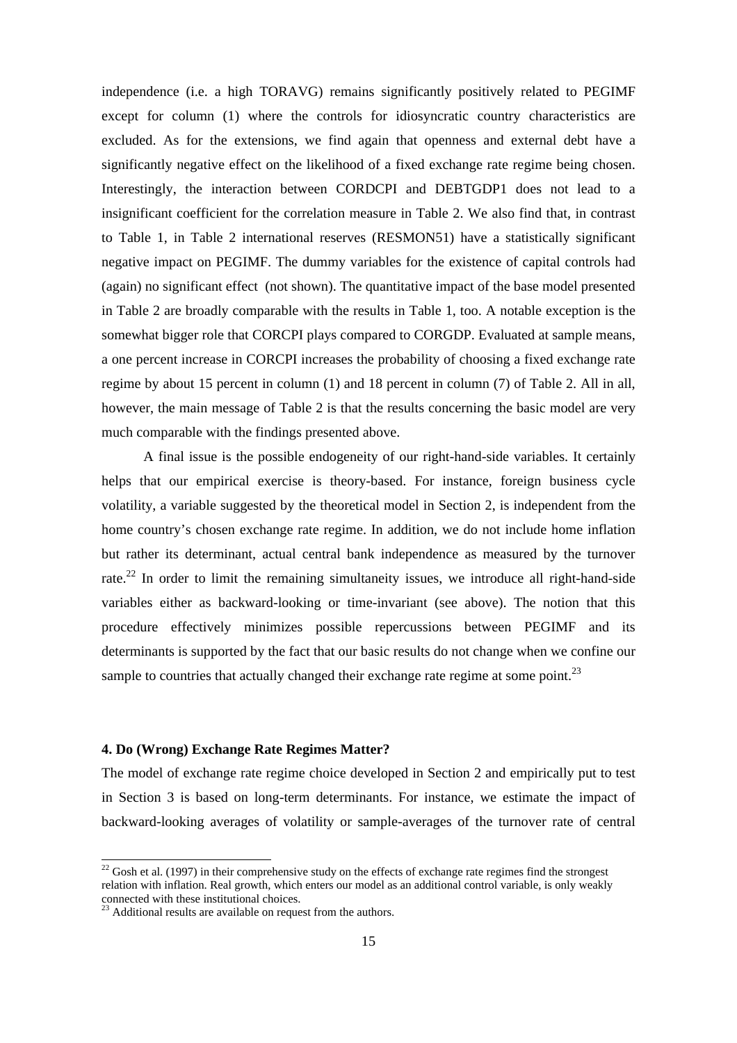independence (i.e. a high TORAVG) remains significantly positively related to PEGIMF except for column (1) where the controls for idiosyncratic country characteristics are excluded. As for the extensions, we find again that openness and external debt have a significantly negative effect on the likelihood of a fixed exchange rate regime being chosen. Interestingly, the interaction between CORDCPI and DEBTGDP1 does not lead to a insignificant coefficient for the correlation measure in Table 2. We also find that, in contrast to Table 1, in Table 2 international reserves (RESMON51) have a statistically significant negative impact on PEGIMF. The dummy variables for the existence of capital controls had (again) no significant effect (not shown). The quantitative impact of the base model presented in Table 2 are broadly comparable with the results in Table 1, too. A notable exception is the somewhat bigger role that CORCPI plays compared to CORGDP. Evaluated at sample means, a one percent increase in CORCPI increases the probability of choosing a fixed exchange rate regime by about 15 percent in column (1) and 18 percent in column (7) of Table 2. All in all, however, the main message of Table 2 is that the results concerning the basic model are very much comparable with the findings presented above.

A final issue is the possible endogeneity of our right-hand-side variables. It certainly helps that our empirical exercise is theory-based. For instance, foreign business cycle volatility, a variable suggested by the theoretical model in Section 2, is independent from the home country's chosen exchange rate regime. In addition, we do not include home inflation but rather its determinant, actual central bank independence as measured by the turnover rate.[22] In order to limit the remaining simultaneity issues, we introduce all right-hand-side variables either as backward-looking or time-invariant (see above). The notion that this procedure effectively minimizes possible repercussions between PEGIMF and its determinants is supported by the fact that our basic results do not change when we confine our sample to countries that actually changed their exchange rate regime at some point.[23]

**4. Do (Wrong) Exchange Rate Regimes Matter?**

The model of exchange rate regime choice developed in Section 2 and empirically put to test in Section 3 is based on long-term determinants. For instance, we estimate the impact of backward-looking averages of volatility or sample-averages of the turnover rate of central

[22] Gosh et al. (1997) in their comprehensive study on the effects of exchange rate regimes find the strongest relation with inflation. Real growth, which enters our model as an additional control variable, is only weakly connected with these institutional choices.

[23] Additional results are available on request from the authors.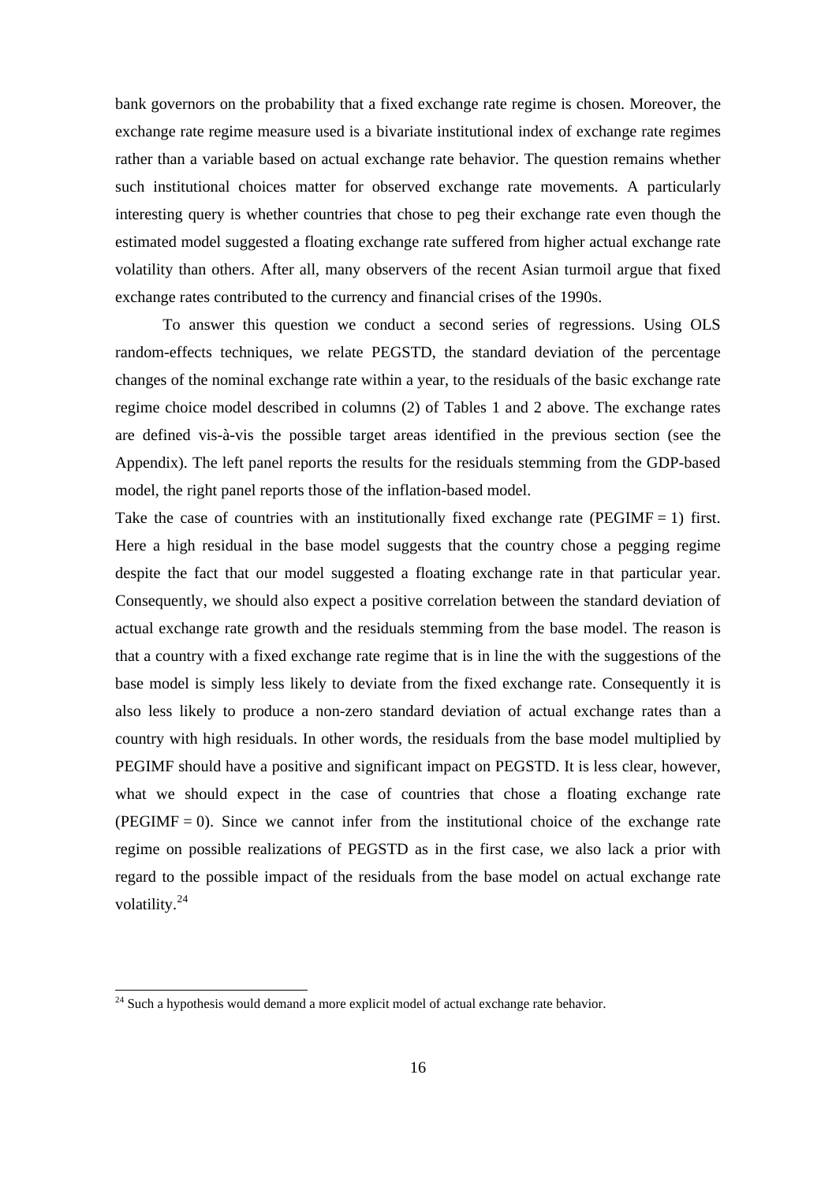bank governors on the probability that a fixed exchange rate regime is chosen. Moreover, the exchange rate regime measure used is a bivariate institutional index of exchange rate regimes rather than a variable based on actual exchange rate behavior. The question remains whether such institutional choices matter for observed exchange rate movements. A particularly interesting query is whether countries that chose to peg their exchange rate even though the estimated model suggested a floating exchange rate suffered from higher actual exchange rate volatility than others. After all, many observers of the recent Asian turmoil argue that fixed exchange rates contributed to the currency and financial crises of the 1990s.

To answer this question we conduct a second series of regressions. Using OLS random-effects techniques, we relate PEGSTD, the standard deviation of the percentage changes of the nominal exchange rate within a year, to the residuals of the basic exchange rate regime choice model described in columns (2) of Tables 1 and 2 above. The exchange rates are defined vis-à-vis the possible target areas identified in the previous section (see the Appendix). The left panel reports the results for the residuals stemming from the GDP-based model, the right panel reports those of the inflation-based model.

Take the case of countries with an institutionally fixed exchange rate (PEGIMF = 1) first. Here a high residual in the base model suggests that the country chose a pegging regime despite the fact that our model suggested a floating exchange rate in that particular year. Consequently, we should also expect a positive correlation between the standard deviation of actual exchange rate growth and the residuals stemming from the base model. The reason is that a country with a fixed exchange rate regime that is in line the with the suggestions of the base model is simply less likely to deviate from the fixed exchange rate. Consequently it is also less likely to produce a non-zero standard deviation of actual exchange rates than a country with high residuals. In other words, the residuals from the base model multiplied by PEGIMF should have a positive and significant impact on PEGSTD. It is less clear, however, what we should expect in the case of countries that chose a floating exchange rate (PEGIMF = 0). Since we cannot infer from the institutional choice of the exchange rate regime on possible realizations of PEGSTD as in the first case, we also lack a prior with regard to the possible impact of the residuals from the base model on actual exchange rate volatility.[24]

[24] Such a hypothesis would demand a more explicit model of actual exchange rate behavior.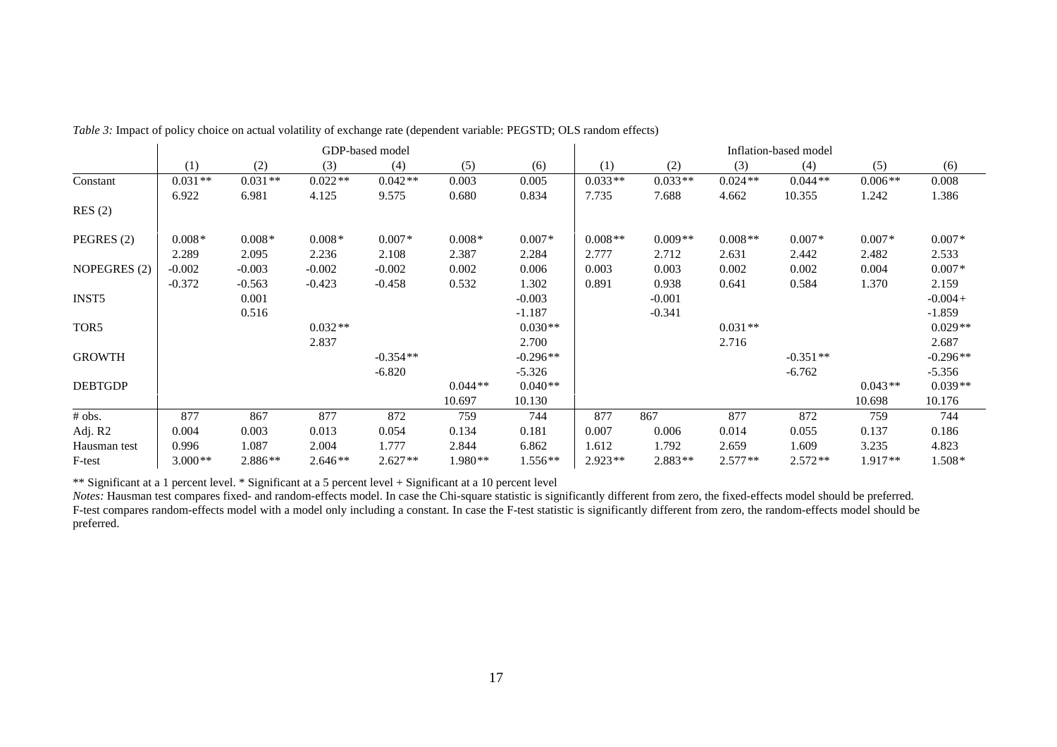*Table 3:* Impact of policy choice on actual volatility of exchange rate (dependent variable: PEGSTD; OLS random effects)

| | GDP-based model | | | | | | Inflation-based model | | | | | |
|---|---|---|---|---|---|---|---|---|---|---|---|---|
| | (1) | (2) | (3) | (4) | (5) | (6) | (1) | (2) | (3) | (4) | (5) | (6) |
| Constant | 0.031** | 0.031** | 0.022** | 0.042** | 0.003 | 0.005 | 0.033** | 0.033** | 0.024** | 0.044** | 0.006** | 0.008 |
| | 6.922 | 6.981 | 4.125 | 9.575 | 0.680 | 0.834 | 7.735 | 7.688 | 4.662 | 10.355 | 1.242 | 1.386 |
| RES (2) | | | | | | | | | | | | |
| PEGRES (2) | 0.008* | 0.008* | 0.008* | 0.007* | 0.008* | 0.007* | 0.008** | 0.009** | 0.008** | 0.007* | 0.007* | 0.007* |
| | 2.289 | 2.095 | 2.236 | 2.108 | 2.387 | 2.284 | 2.777 | 2.712 | 2.631 | 2.442 | 2.482 | 2.533 |
| NOPEGRES (2) | -0.002 | -0.003 | -0.002 | -0.002 | 0.002 | 0.006 | 0.003 | 0.003 | 0.002 | 0.002 | 0.004 | 0.007* |
| | -0.372 | -0.563 | -0.423 | -0.458 | 0.532 | 1.302 | 0.891 | 0.938 | 0.641 | 0.584 | 1.370 | 2.159 |
| INST5 | | 0.001 | | | | -0.003 | | -0.001 | | | | -0.004+ |
| | | 0.516 | | | | -1.187 | | -0.341 | | | | -1.859 |
| TOR5 | | | 0.032** | | | 0.030** | | | 0.031** | | | 0.029** |
| | | | 2.837 | | | 2.700 | | | 2.716 | | | 2.687 |
| GROWTH | | | | -0.354** | | -0.296** | | | | -0.351** | | -0.296** |
| | | | | -6.820 | | -5.326 | | | | -6.762 | | -5.356 |
| DEBTGDP | | | | | 0.044** | 0.040** | | | | | 0.043** | 0.039** |
| | | | | | 10.697 | 10.130 | | | | | 10.698 | 10.176 |
| # obs. | 877 | 867 | 877 | 872 | 759 | 744 | 877 | 867 | 877 | 872 | 759 | 744 |
| Adj. R2 | 0.004 | 0.003 | 0.013 | 0.054 | 0.134 | 0.181 | 0.007 | 0.006 | 0.014 | 0.055 | 0.137 | 0.186 |
| Hausman test | 0.996 | 1.087 | 2.004 | 1.777 | 2.844 | 6.862 | 1.612 | 1.792 | 2.659 | 1.609 | 3.235 | 4.823 |
| F-test | 3.000** | 2.886** | 2.646** | 2.627** | 1.980** | 1.556** | 2.923** | 2.883** | 2.577** | 2.572** | 1.917** | 1.508* |

** Significant at a 1 percent level. * Significant at a 5 percent level + Significant at a 10 percent level

*Notes:* Hausman test compares fixed- and random-effects model. In case the Chi-square statistic is significantly different from zero, the fixed-effects model should be preferred. F-test compares random-effects model with a model only including a constant. In case the F-test statistic is significantly different from zero, the random-effects model should be preferred.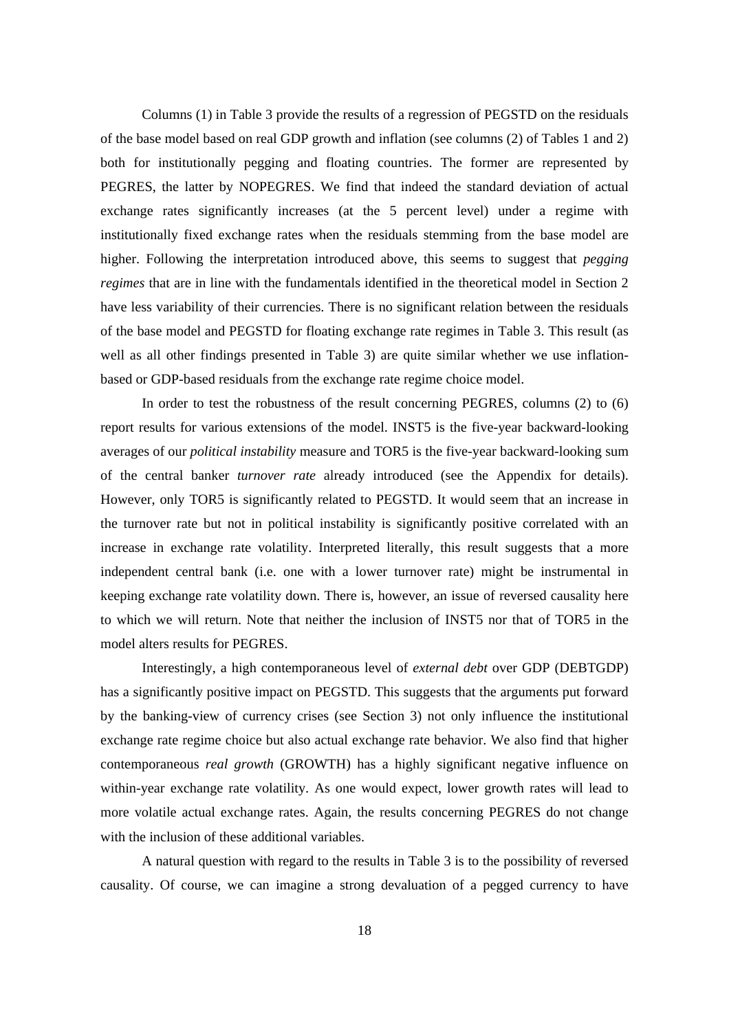Columns (1) in Table 3 provide the results of a regression of PEGSTD on the residuals of the base model based on real GDP growth and inflation (see columns (2) of Tables 1 and 2) both for institutionally pegging and floating countries. The former are represented by PEGRES, the latter by NOPEGRES. We find that indeed the standard deviation of actual exchange rates significantly increases (at the 5 percent level) under a regime with institutionally fixed exchange rates when the residuals stemming from the base model are higher. Following the interpretation introduced above, this seems to suggest that *pegging regimes* that are in line with the fundamentals identified in the theoretical model in Section 2 have less variability of their currencies. There is no significant relation between the residuals of the base model and PEGSTD for floating exchange rate regimes in Table 3. This result (as well as all other findings presented in Table 3) are quite similar whether we use inflation-based or GDP-based residuals from the exchange rate regime choice model.

In order to test the robustness of the result concerning PEGRES, columns (2) to (6) report results for various extensions of the model. INST5 is the five-year backward-looking averages of our *political instability* measure and TOR5 is the five-year backward-looking sum of the central banker *turnover rate* already introduced (see the Appendix for details). However, only TOR5 is significantly related to PEGSTD. It would seem that an increase in the turnover rate but not in political instability is significantly positive correlated with an increase in exchange rate volatility. Interpreted literally, this result suggests that a more independent central bank (i.e. one with a lower turnover rate) might be instrumental in keeping exchange rate volatility down. There is, however, an issue of reversed causality here to which we will return. Note that neither the inclusion of INST5 nor that of TOR5 in the model alters results for PEGRES.

Interestingly, a high contemporaneous level of *external debt* over GDP (DEBTGDP) has a significantly positive impact on PEGSTD. This suggests that the arguments put forward by the banking-view of currency crises (see Section 3) not only influence the institutional exchange rate regime choice but also actual exchange rate behavior. We also find that higher contemporaneous *real growth* (GROWTH) has a highly significant negative influence on within-year exchange rate volatility. As one would expect, lower growth rates will lead to more volatile actual exchange rates. Again, the results concerning PEGRES do not change with the inclusion of these additional variables.

A natural question with regard to the results in Table 3 is to the possibility of reversed causality. Of course, we can imagine a strong devaluation of a pegged currency to have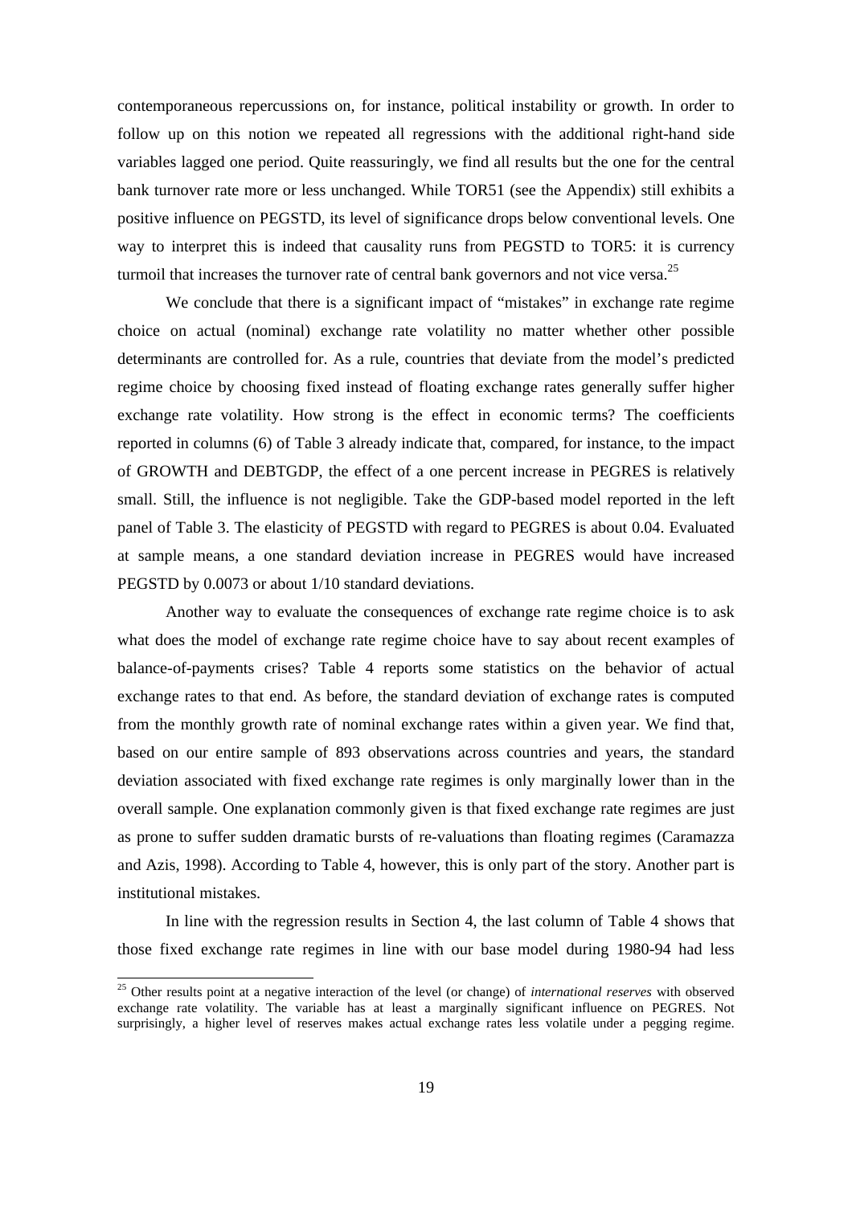contemporaneous repercussions on, for instance, political instability or growth. In order to follow up on this notion we repeated all regressions with the additional right-hand side variables lagged one period. Quite reassuringly, we find all results but the one for the central bank turnover rate more or less unchanged. While TOR51 (see the Appendix) still exhibits a positive influence on PEGSTD, its level of significance drops below conventional levels. One way to interpret this is indeed that causality runs from PEGSTD to TOR5: it is currency turmoil that increases the turnover rate of central bank governors and not vice versa.[25]

We conclude that there is a significant impact of "mistakes" in exchange rate regime choice on actual (nominal) exchange rate volatility no matter whether other possible determinants are controlled for. As a rule, countries that deviate from the model's predicted regime choice by choosing fixed instead of floating exchange rates generally suffer higher exchange rate volatility. How strong is the effect in economic terms? The coefficients reported in columns (6) of Table 3 already indicate that, compared, for instance, to the impact of GROWTH and DEBTGDP, the effect of a one percent increase in PEGRES is relatively small. Still, the influence is not negligible. Take the GDP-based model reported in the left panel of Table 3. The elasticity of PEGSTD with regard to PEGRES is about 0.04. Evaluated at sample means, a one standard deviation increase in PEGRES would have increased PEGSTD by 0.0073 or about 1/10 standard deviations.

Another way to evaluate the consequences of exchange rate regime choice is to ask what does the model of exchange rate regime choice have to say about recent examples of balance-of-payments crises? Table 4 reports some statistics on the behavior of actual exchange rates to that end. As before, the standard deviation of exchange rates is computed from the monthly growth rate of nominal exchange rates within a given year. We find that, based on our entire sample of 893 observations across countries and years, the standard deviation associated with fixed exchange rate regimes is only marginally lower than in the overall sample. One explanation commonly given is that fixed exchange rate regimes are just as prone to suffer sudden dramatic bursts of re-valuations than floating regimes (Caramazza and Azis, 1998). According to Table 4, however, this is only part of the story. Another part is institutional mistakes.

In line with the regression results in Section 4, the last column of Table 4 shows that those fixed exchange rate regimes in line with our base model during 1980-94 had less

[25] Other results point at a negative interaction of the level (or change) of *international reserves* with observed exchange rate volatility. The variable has at least a marginally significant influence on PEGRES. Not surprisingly, a higher level of reserves makes actual exchange rates less volatile under a pegging regime.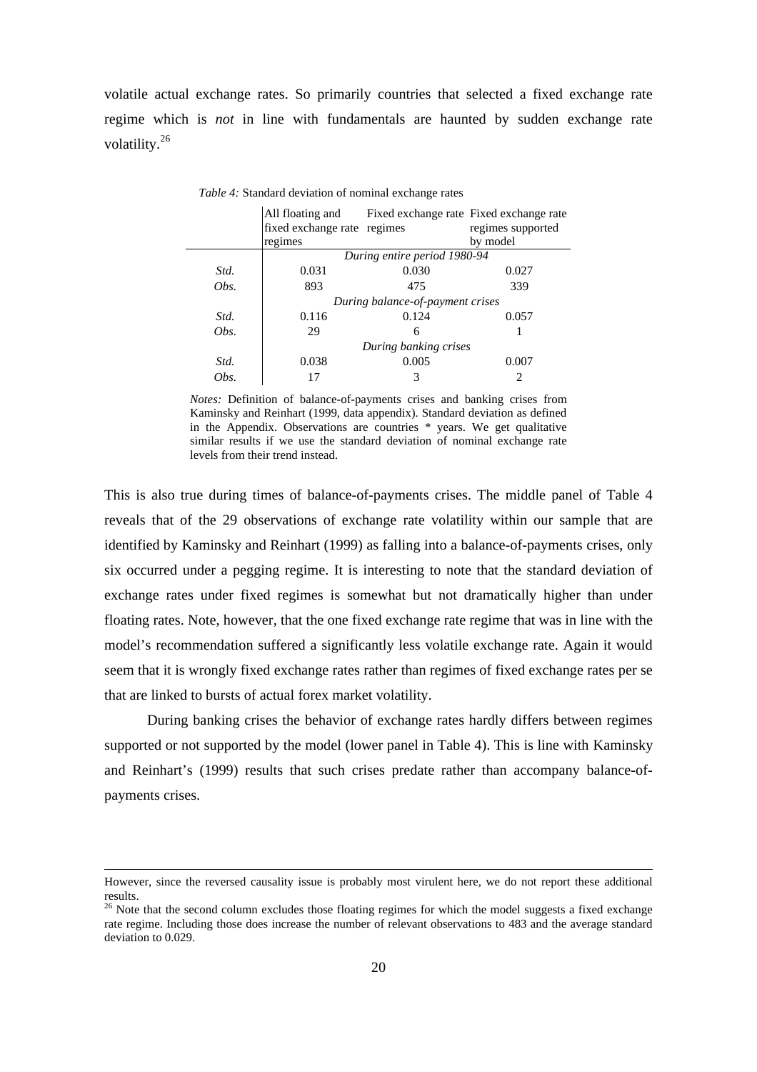volatile actual exchange rates. So primarily countries that selected a fixed exchange rate regime which is *not* in line with fundamentals are haunted by sudden exchange rate volatility.[26]

*Table 4:* Standard deviation of nominal exchange rates

| | All floating and fixed exchange rate regimes | Fixed exchange rate regimes | Fixed exchange rate regimes supported by model |
|---|---|---|---|
| | *During entire period 1980-94* | | |
| *Std.* | 0.031 | 0.030 | 0.027 |
| *Obs.* | 893 | 475 | 339 |
| | *During balance-of-payment crises* | | |
| *Std.* | 0.116 | 0.124 | 0.057 |
| *Obs.* | 29 | 6 | 1 |
| | *During banking crises* | | |
| *Std.* | 0.038 | 0.005 | 0.007 |
| *Obs.* | 17 | 3 | 2 |

*Notes:* Definition of balance-of-payments crises and banking crises from Kaminsky and Reinhart (1999, data appendix). Standard deviation as defined in the Appendix. Observations are countries * years. We get qualitative similar results if we use the standard deviation of nominal exchange rate levels from their trend instead.

This is also true during times of balance-of-payments crises. The middle panel of Table 4 reveals that of the 29 observations of exchange rate volatility within our sample that are identified by Kaminsky and Reinhart (1999) as falling into a balance-of-payments crises, only six occurred under a pegging regime. It is interesting to note that the standard deviation of exchange rates under fixed regimes is somewhat but not dramatically higher than under floating rates. Note, however, that the one fixed exchange rate regime that was in line with the model's recommendation suffered a significantly less volatile exchange rate. Again it would seem that it is wrongly fixed exchange rates rather than regimes of fixed exchange rates per se that are linked to bursts of actual forex market volatility.

During banking crises the behavior of exchange rates hardly differs between regimes supported or not supported by the model (lower panel in Table 4). This is line with Kaminsky and Reinhart's (1999) results that such crises predate rather than accompany balance-of-payments crises.

However, since the reversed causality issue is probably most virulent here, we do not report these additional results.

[26] Note that the second column excludes those floating regimes for which the model suggests a fixed exchange rate regime. Including those does increase the number of relevant observations to 483 and the average standard deviation to 0.029.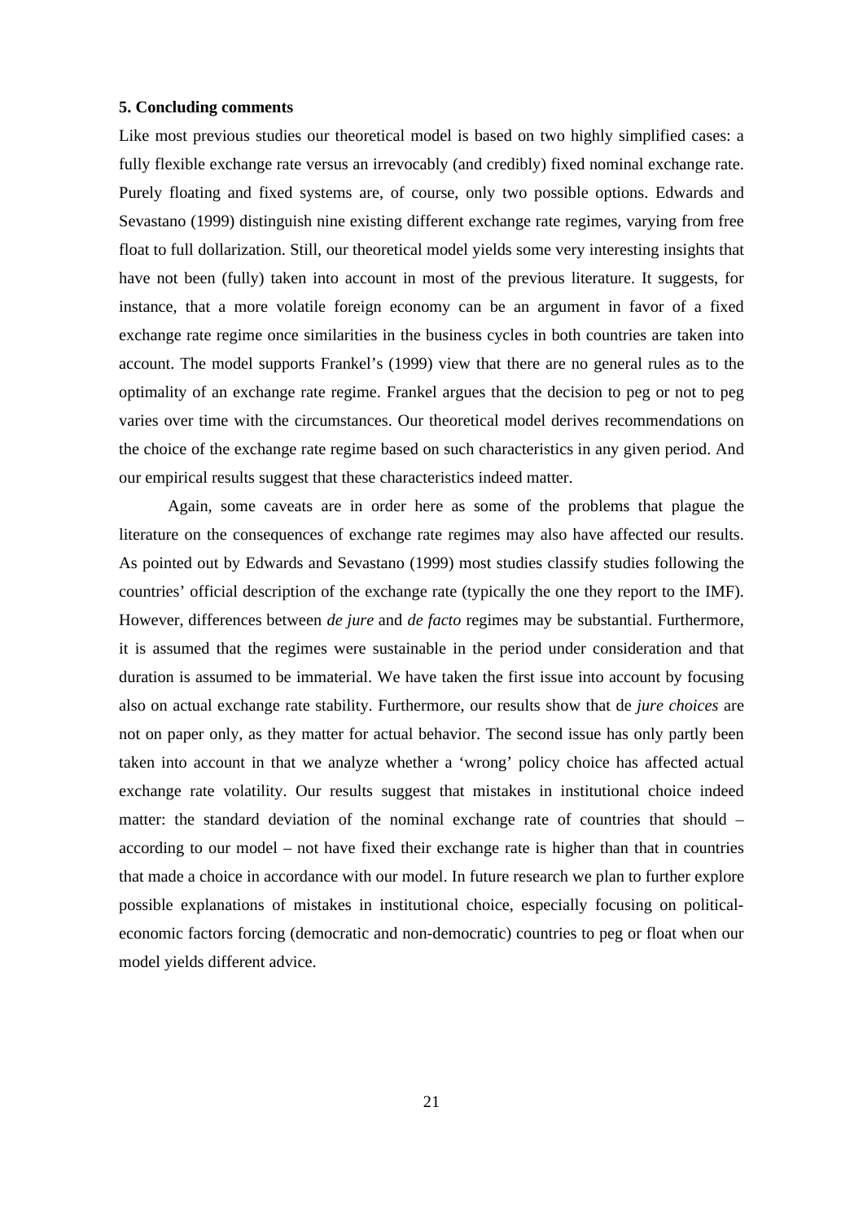**5. Concluding comments**

Like most previous studies our theoretical model is based on two highly simplified cases: a fully flexible exchange rate versus an irrevocably (and credibly) fixed nominal exchange rate. Purely floating and fixed systems are, of course, only two possible options. Edwards and Sevastano (1999) distinguish nine existing different exchange rate regimes, varying from free float to full dollarization. Still, our theoretical model yields some very interesting insights that have not been (fully) taken into account in most of the previous literature. It suggests, for instance, that a more volatile foreign economy can be an argument in favor of a fixed exchange rate regime once similarities in the business cycles in both countries are taken into account. The model supports Frankel's (1999) view that there are no general rules as to the optimality of an exchange rate regime. Frankel argues that the decision to peg or not to peg varies over time with the circumstances. Our theoretical model derives recommendations on the choice of the exchange rate regime based on such characteristics in any given period. And our empirical results suggest that these characteristics indeed matter.

Again, some caveats are in order here as some of the problems that plague the literature on the consequences of exchange rate regimes may also have affected our results. As pointed out by Edwards and Sevastano (1999) most studies classify studies following the countries' official description of the exchange rate (typically the one they report to the IMF). However, differences between *de jure* and *de facto* regimes may be substantial. Furthermore, it is assumed that the regimes were sustainable in the period under consideration and that duration is assumed to be immaterial. We have taken the first issue into account by focusing also on actual exchange rate stability. Furthermore, our results show that de *jure choices* are not on paper only, as they matter for actual behavior. The second issue has only partly been taken into account in that we analyze whether a 'wrong' policy choice has affected actual exchange rate volatility. Our results suggest that mistakes in institutional choice indeed matter: the standard deviation of the nominal exchange rate of countries that should – according to our model – not have fixed their exchange rate is higher than that in countries that made a choice in accordance with our model. In future research we plan to further explore possible explanations of mistakes in institutional choice, especially focusing on political-economic factors forcing (democratic and non-democratic) countries to peg or float when our model yields different advice.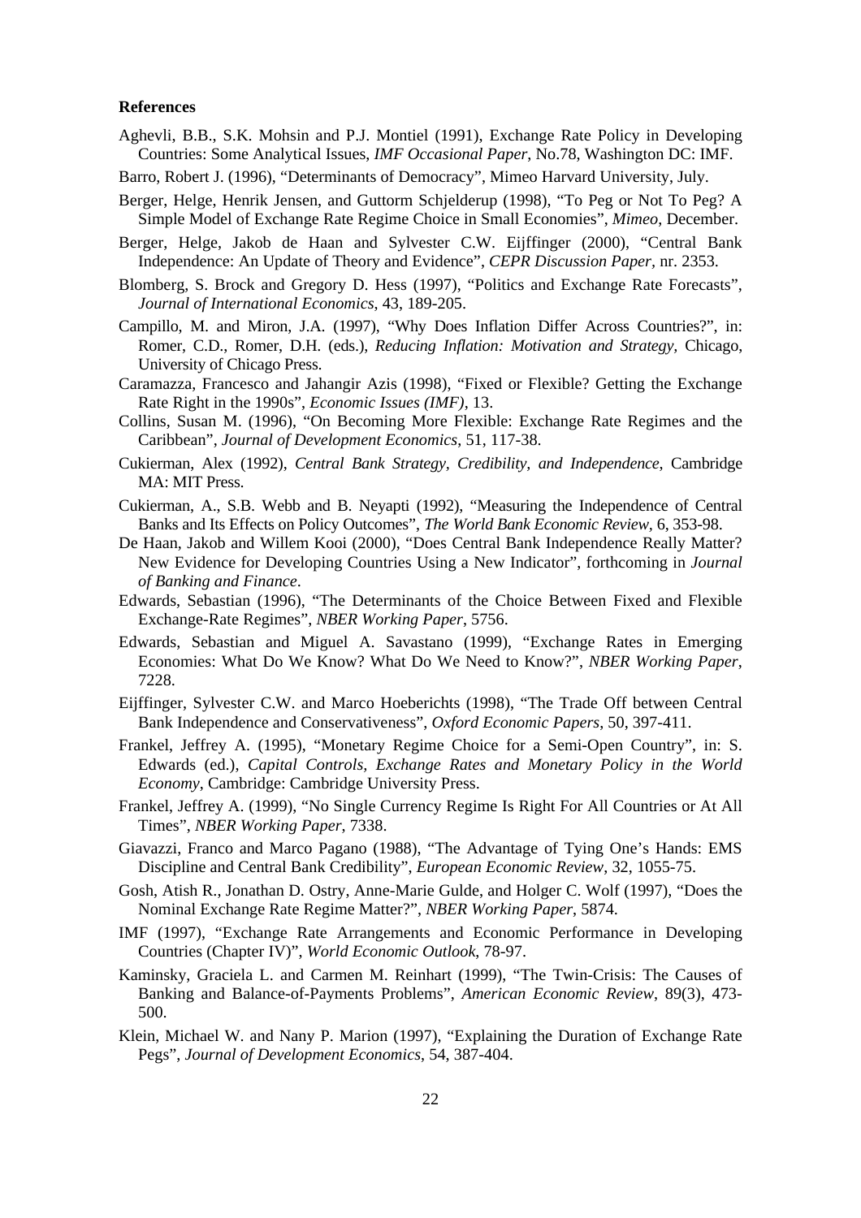**References**

Aghevli, B.B., S.K. Mohsin and P.J. Montiel (1991), Exchange Rate Policy in Developing Countries: Some Analytical Issues, *IMF Occasional Paper*, No.78, Washington DC: IMF.

Barro, Robert J. (1996), "Determinants of Democracy", Mimeo Harvard University, July.

Berger, Helge, Henrik Jensen, and Guttorm Schjelderup (1998), "To Peg or Not To Peg? A Simple Model of Exchange Rate Regime Choice in Small Economies", *Mimeo*, December.

Berger, Helge, Jakob de Haan and Sylvester C.W. Eijffinger (2000), "Central Bank Independence: An Update of Theory and Evidence", *CEPR Discussion Paper*, nr. 2353.

Blomberg, S. Brock and Gregory D. Hess (1997), "Politics and Exchange Rate Forecasts", *Journal of International Economics*, 43, 189-205.

Campillo, M. and Miron, J.A. (1997), "Why Does Inflation Differ Across Countries?", in: Romer, C.D., Romer, D.H. (eds.), *Reducing Inflation: Motivation and Strategy*, Chicago, University of Chicago Press.

Caramazza, Francesco and Jahangir Azis (1998), "Fixed or Flexible? Getting the Exchange Rate Right in the 1990s", *Economic Issues (IMF)*, 13.

Collins, Susan M. (1996), "On Becoming More Flexible: Exchange Rate Regimes and the Caribbean", *Journal of Development Economics*, 51, 117-38.

Cukierman, Alex (1992), *Central Bank Strategy, Credibility, and Independence*, Cambridge MA: MIT Press.

Cukierman, A., S.B. Webb and B. Neyapti (1992), "Measuring the Independence of Central Banks and Its Effects on Policy Outcomes", *The World Bank Economic Review*, 6, 353-98.

De Haan, Jakob and Willem Kooi (2000), "Does Central Bank Independence Really Matter? New Evidence for Developing Countries Using a New Indicator", forthcoming in *Journal of Banking and Finance*.

Edwards, Sebastian (1996), "The Determinants of the Choice Between Fixed and Flexible Exchange-Rate Regimes", *NBER Working Paper*, 5756.

Edwards, Sebastian and Miguel A. Savastano (1999), "Exchange Rates in Emerging Economies: What Do We Know? What Do We Need to Know?", *NBER Working Paper*, 7228.

Eijffinger, Sylvester C.W. and Marco Hoeberichts (1998), "The Trade Off between Central Bank Independence and Conservativeness", *Oxford Economic Papers*, 50, 397-411.

Frankel, Jeffrey A. (1995), "Monetary Regime Choice for a Semi-Open Country", in: S. Edwards (ed.), *Capital Controls, Exchange Rates and Monetary Policy in the World Economy*, Cambridge: Cambridge University Press.

Frankel, Jeffrey A. (1999), "No Single Currency Regime Is Right For All Countries or At All Times", *NBER Working Paper*, 7338.

Giavazzi, Franco and Marco Pagano (1988), "The Advantage of Tying One's Hands: EMS Discipline and Central Bank Credibility", *European Economic Review*, 32, 1055-75.

Gosh, Atish R., Jonathan D. Ostry, Anne-Marie Gulde, and Holger C. Wolf (1997), "Does the Nominal Exchange Rate Regime Matter?", *NBER Working Paper*, 5874.

IMF (1997), "Exchange Rate Arrangements and Economic Performance in Developing Countries (Chapter IV)", *World Economic Outlook*, 78-97.

Kaminsky, Graciela L. and Carmen M. Reinhart (1999), "The Twin-Crisis: The Causes of Banking and Balance-of-Payments Problems", *American Economic Review*, 89(3), 473-500.

Klein, Michael W. and Nany P. Marion (1997), "Explaining the Duration of Exchange Rate Pegs", *Journal of Development Economics*, 54, 387-404.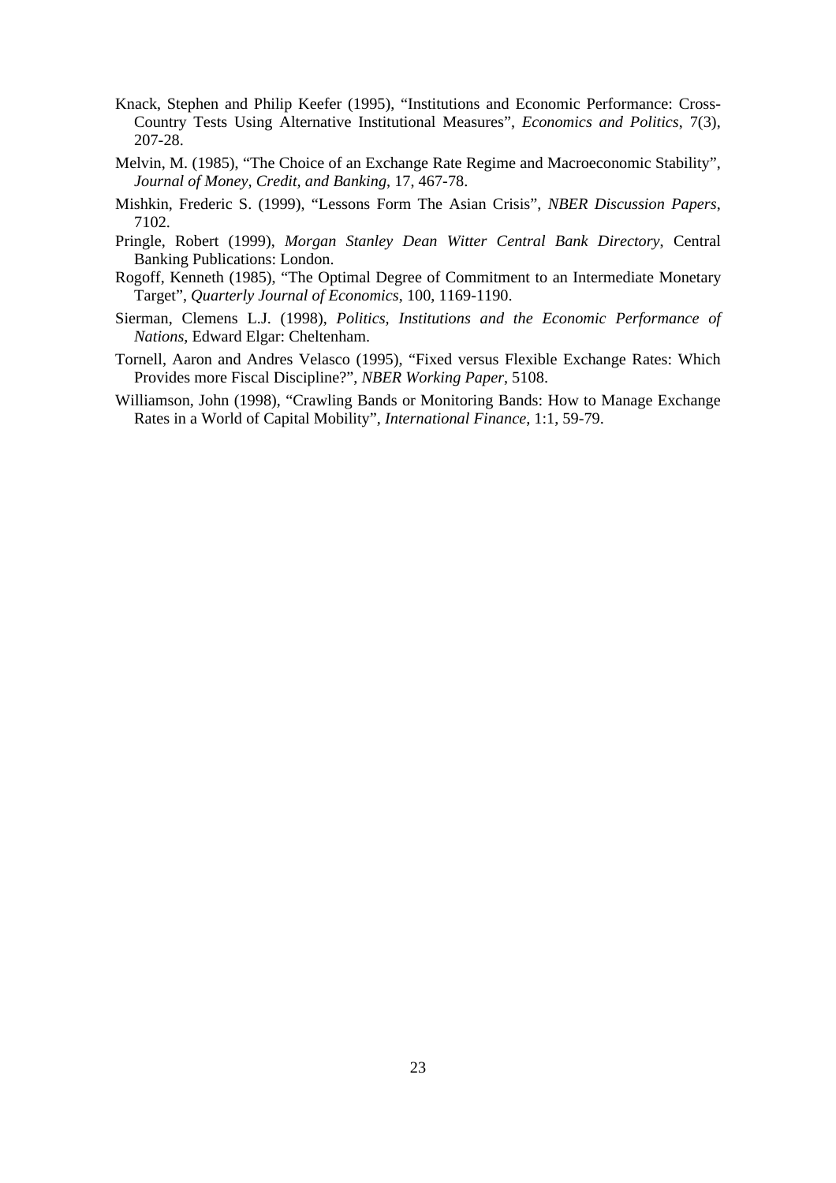Knack, Stephen and Philip Keefer (1995), "Institutions and Economic Performance: Cross-Country Tests Using Alternative Institutional Measures", *Economics and Politics*, 7(3), 207-28.

Melvin, M. (1985), "The Choice of an Exchange Rate Regime and Macroeconomic Stability", *Journal of Money, Credit, and Banking*, 17, 467-78.

Mishkin, Frederic S. (1999), "Lessons Form The Asian Crisis", *NBER Discussion Papers*, 7102.

Pringle, Robert (1999), *Morgan Stanley Dean Witter Central Bank Directory*, Central Banking Publications: London.

Rogoff, Kenneth (1985), "The Optimal Degree of Commitment to an Intermediate Monetary Target", *Quarterly Journal of Economics*, 100, 1169-1190.

Sierman, Clemens L.J. (1998), *Politics, Institutions and the Economic Performance of Nations*, Edward Elgar: Cheltenham.

Tornell, Aaron and Andres Velasco (1995), "Fixed versus Flexible Exchange Rates: Which Provides more Fiscal Discipline?", *NBER Working Paper*, 5108.

Williamson, John (1998), "Crawling Bands or Monitoring Bands: How to Manage Exchange Rates in a World of Capital Mobility", *International Finance*, 1:1, 59-79.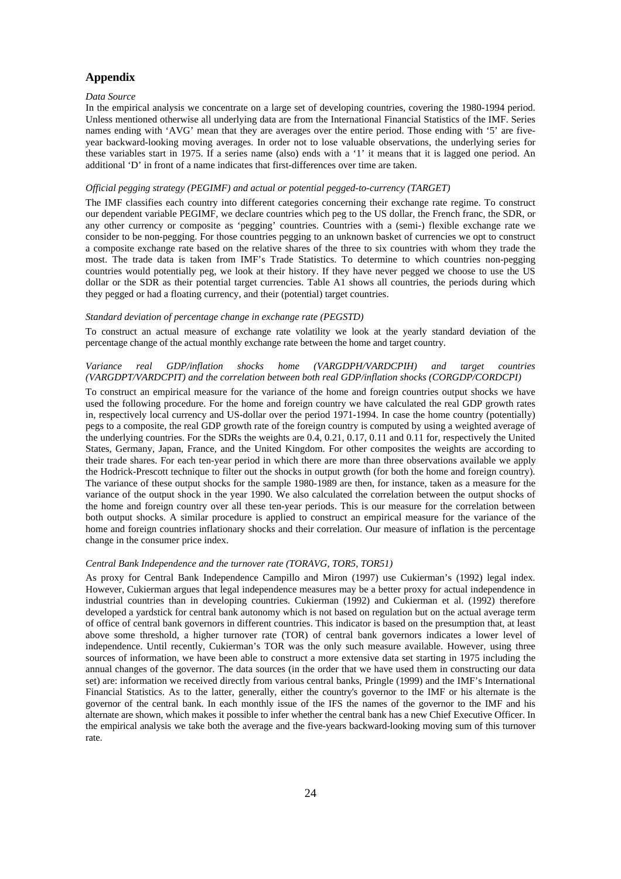## Appendix

*Data Source*

In the empirical analysis we concentrate on a large set of developing countries, covering the 1980-1994 period. Unless mentioned otherwise all underlying data are from the International Financial Statistics of the IMF. Series names ending with 'AVG' mean that they are averages over the entire period. Those ending with '5' are five-year backward-looking moving averages. In order not to lose valuable observations, the underlying series for these variables start in 1975. If a series name (also) ends with a '1' it means that it is lagged one period. An additional 'D' in front of a name indicates that first-differences over time are taken.

*Official pegging strategy (PEGIMF) and actual or potential pegged-to-currency (TARGET)*

The IMF classifies each country into different categories concerning their exchange rate regime. To construct our dependent variable PEGIMF, we declare countries which peg to the US dollar, the French franc, the SDR, or any other currency or composite as 'pegging' countries. Countries with a (semi-) flexible exchange rate we consider to be non-pegging. For those countries pegging to an unknown basket of currencies we opt to construct a composite exchange rate based on the relative shares of the three to six countries with whom they trade the most. The trade data is taken from IMF's Trade Statistics. To determine to which countries non-pegging countries would potentially peg, we look at their history. If they have never pegged we choose to use the US dollar or the SDR as their potential target currencies. Table A1 shows all countries, the periods during which they pegged or had a floating currency, and their (potential) target countries.

*Standard deviation of percentage change in exchange rate (PEGSTD)*

To construct an actual measure of exchange rate volatility we look at the yearly standard deviation of the percentage change of the actual monthly exchange rate between the home and target country.

*Variance real GDP/inflation shocks home (VARGDPH/VARDCPIH) and target countries (VARGDPT/VARDCPIT) and the correlation between both real GDP/inflation shocks (CORGDP/CORDCPI)*

To construct an empirical measure for the variance of the home and foreign countries output shocks we have used the following procedure. For the home and foreign country we have calculated the real GDP growth rates in, respectively local currency and US-dollar over the period 1971-1994. In case the home country (potentially) pegs to a composite, the real GDP growth rate of the foreign country is computed by using a weighted average of the underlying countries. For the SDRs the weights are 0.4, 0.21, 0.17, 0.11 and 0.11 for, respectively the United States, Germany, Japan, France, and the United Kingdom. For other composites the weights are according to their trade shares. For each ten-year period in which there are more than three observations available we apply the Hodrick-Prescott technique to filter out the shocks in output growth (for both the home and foreign country). The variance of these output shocks for the sample 1980-1989 are then, for instance, taken as a measure for the variance of the output shock in the year 1990. We also calculated the correlation between the output shocks of the home and foreign country over all these ten-year periods. This is our measure for the correlation between both output shocks. A similar procedure is applied to construct an empirical measure for the variance of the home and foreign countries inflationary shocks and their correlation. Our measure of inflation is the percentage change in the consumer price index.

*Central Bank Independence and the turnover rate (TORAVG, TOR5, TOR51)*

As proxy for Central Bank Independence Campillo and Miron (1997) use Cukierman's (1992) legal index. However, Cukierman argues that legal independence measures may be a better proxy for actual independence in industrial countries than in developing countries. Cukierman (1992) and Cukierman et al. (1992) therefore developed a yardstick for central bank autonomy which is not based on regulation but on the actual average term of office of central bank governors in different countries. This indicator is based on the presumption that, at least above some threshold, a higher turnover rate (TOR) of central bank governors indicates a lower level of independence. Until recently, Cukierman's TOR was the only such measure available. However, using three sources of information, we have been able to construct a more extensive data set starting in 1975 including the annual changes of the governor. The data sources (in the order that we have used them in constructing our data set) are: information we received directly from various central banks, Pringle (1999) and the IMF's International Financial Statistics. As to the latter, generally, either the country's governor to the IMF or his alternate is the governor of the central bank. In each monthly issue of the IFS the names of the governor to the IMF and his alternate are shown, which makes it possible to infer whether the central bank has a new Chief Executive Officer. In the empirical analysis we take both the average and the five-years backward-looking moving sum of this turnover rate.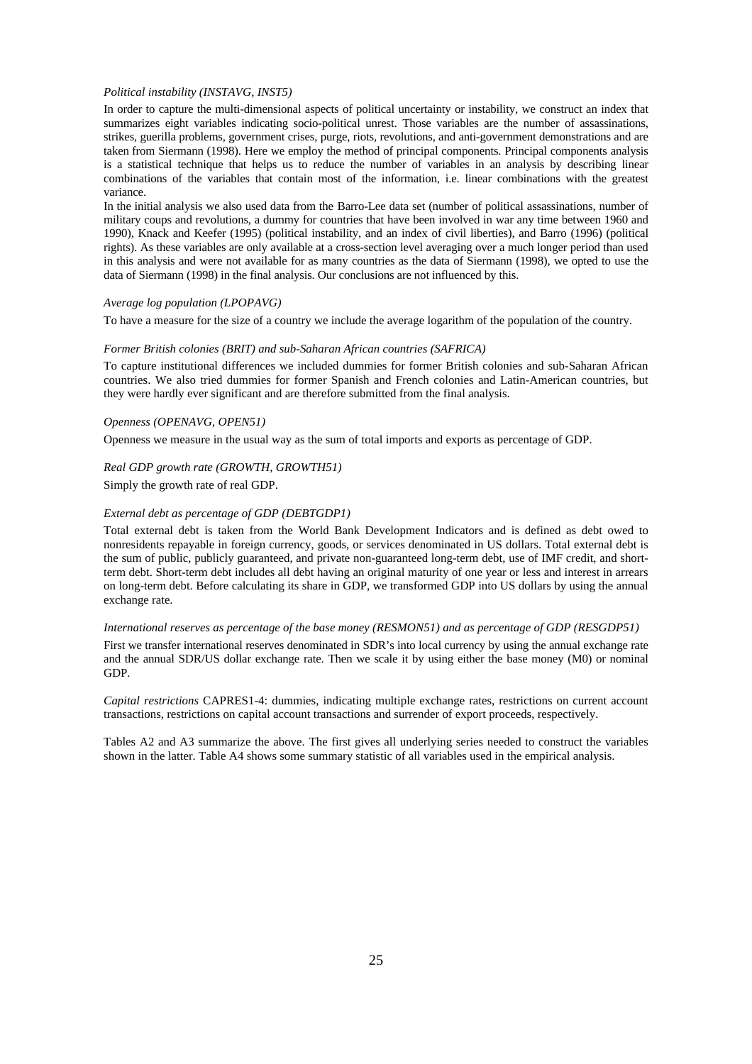*Political instability (INSTAVG, INST5)*

In order to capture the multi-dimensional aspects of political uncertainty or instability, we construct an index that summarizes eight variables indicating socio-political unrest. Those variables are the number of assassinations, strikes, guerilla problems, government crises, purge, riots, revolutions, and anti-government demonstrations and are taken from Siermann (1998). Here we employ the method of principal components. Principal components analysis is a statistical technique that helps us to reduce the number of variables in an analysis by describing linear combinations of the variables that contain most of the information, i.e. linear combinations with the greatest variance.

In the initial analysis we also used data from the Barro-Lee data set (number of political assassinations, number of military coups and revolutions, a dummy for countries that have been involved in war any time between 1960 and 1990), Knack and Keefer (1995) (political instability, and an index of civil liberties), and Barro (1996) (political rights). As these variables are only available at a cross-section level averaging over a much longer period than used in this analysis and were not available for as many countries as the data of Siermann (1998), we opted to use the data of Siermann (1998) in the final analysis. Our conclusions are not influenced by this.

*Average log population (LPOPAVG)*

To have a measure for the size of a country we include the average logarithm of the population of the country.

*Former British colonies (BRIT) and sub-Saharan African countries (SAFRICA)*

To capture institutional differences we included dummies for former British colonies and sub-Saharan African countries. We also tried dummies for former Spanish and French colonies and Latin-American countries, but they were hardly ever significant and are therefore submitted from the final analysis.

*Openness (OPENAVG, OPEN51)*

Openness we measure in the usual way as the sum of total imports and exports as percentage of GDP.

*Real GDP growth rate (GROWTH, GROWTH51)*

Simply the growth rate of real GDP.

*External debt as percentage of GDP (DEBTGDP1)*

Total external debt is taken from the World Bank Development Indicators and is defined as debt owed to nonresidents repayable in foreign currency, goods, or services denominated in US dollars. Total external debt is the sum of public, publicly guaranteed, and private non-guaranteed long-term debt, use of IMF credit, and short-term debt. Short-term debt includes all debt having an original maturity of one year or less and interest in arrears on long-term debt. Before calculating its share in GDP, we transformed GDP into US dollars by using the annual exchange rate.

*International reserves as percentage of the base money (RESMON51) and as percentage of GDP (RESGDP51)*

First we transfer international reserves denominated in SDR's into local currency by using the annual exchange rate and the annual SDR/US dollar exchange rate. Then we scale it by using either the base money (M0) or nominal GDP.

*Capital restrictions* CAPRES1-4: dummies, indicating multiple exchange rates, restrictions on current account transactions, restrictions on capital account transactions and surrender of export proceeds, respectively.

Tables A2 and A3 summarize the above. The first gives all underlying series needed to construct the variables shown in the latter. Table A4 shows some summary statistic of all variables used in the empirical analysis.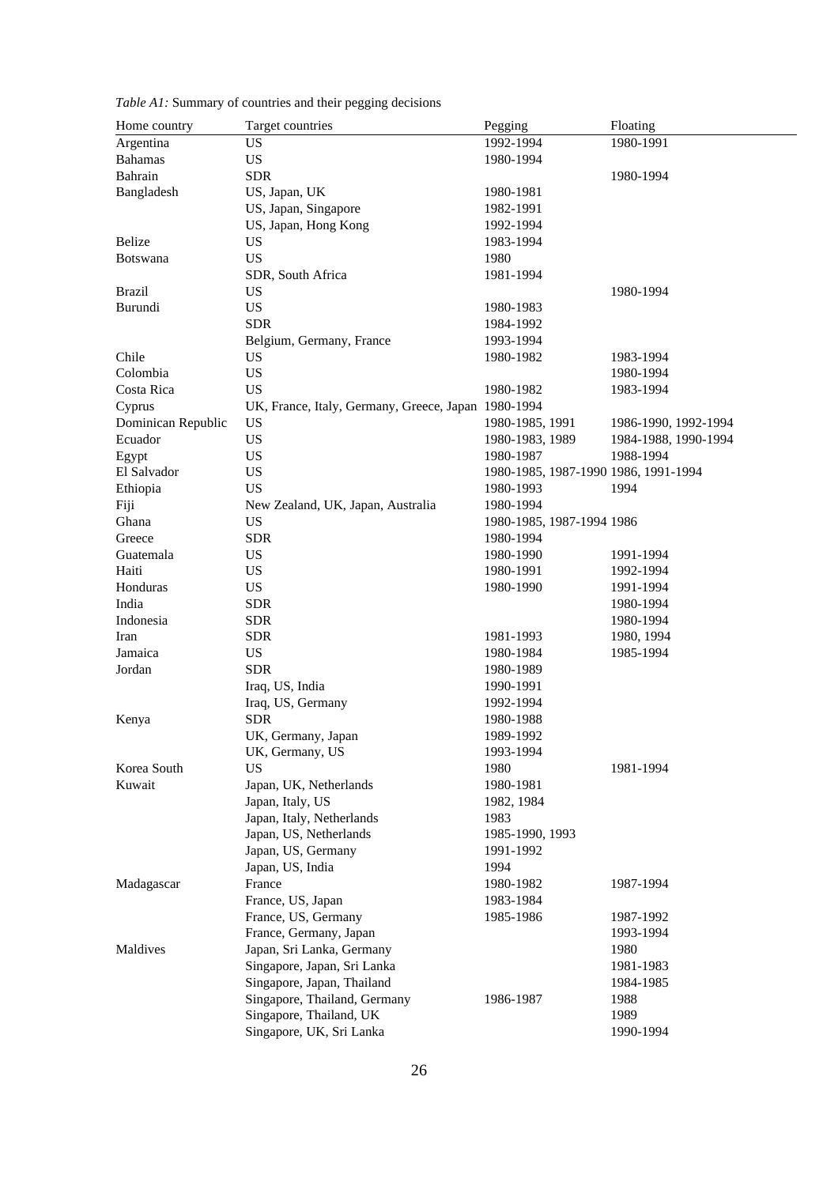*Table A1:* Summary of countries and their pegging decisions

| Home country | Target countries | Pegging | Floating |
|---|---|---|---|
| Argentina | US | 1992-1994 | 1980-1991 |
| Bahamas | US | 1980-1994 | |
| Bahrain | SDR | | 1980-1994 |
| Bangladesh | US, Japan, UK | 1980-1981 | |
| | US, Japan, Singapore | 1982-1991 | |
| | US, Japan, Hong Kong | 1992-1994 | |
| Belize | US | 1983-1994 | |
| Botswana | US | 1980 | |
| | SDR, South Africa | 1981-1994 | |
| Brazil | US | | 1980-1994 |
| Burundi | US | 1980-1983 | |
| | SDR | 1984-1992 | |
| | Belgium, Germany, France | 1993-1994 | |
| Chile | US | 1980-1982 | 1983-1994 |
| Colombia | US | | 1980-1994 |
| Costa Rica | US | 1980-1982 | 1983-1994 |
| Cyprus | UK, France, Italy, Germany, Greece, Japan | 1980-1994 | |
| Dominican Republic | US | 1980-1985, 1991 | 1986-1990, 1992-1994 |
| Ecuador | US | 1980-1983, 1989 | 1984-1988, 1990-1994 |
| Egypt | US | 1980-1987 | 1988-1994 |
| El Salvador | US | 1980-1985, 1987-1990 | 1986, 1991-1994 |
| Ethiopia | US | 1980-1993 | 1994 |
| Fiji | New Zealand, UK, Japan, Australia | 1980-1994 | |
| Ghana | US | 1980-1985, 1987-1994 | 1986 |
| Greece | SDR | 1980-1994 | |
| Guatemala | US | 1980-1990 | 1991-1994 |
| Haiti | US | 1980-1991 | 1992-1994 |
| Honduras | US | 1980-1990 | 1991-1994 |
| India | SDR | | 1980-1994 |
| Indonesia | SDR | | 1980-1994 |
| Iran | SDR | 1981-1993 | 1980, 1994 |
| Jamaica | US | 1980-1984 | 1985-1994 |
| Jordan | SDR | 1980-1989 | |
| | Iraq, US, India | 1990-1991 | |
| | Iraq, US, Germany | 1992-1994 | |
| Kenya | SDR | 1980-1988 | |
| | UK, Germany, Japan | 1989-1992 | |
| | UK, Germany, US | 1993-1994 | |
| Korea South | US | 1980 | 1981-1994 |
| Kuwait | Japan, UK, Netherlands | 1980-1981 | |
| | Japan, Italy, US | 1982, 1984 | |
| | Japan, Italy, Netherlands | 1983 | |
| | Japan, US, Netherlands | 1985-1990, 1993 | |
| | Japan, US, Germany | 1991-1992 | |
| | Japan, US, India | 1994 | |
| Madagascar | France | 1980-1982 | 1987-1994 |
| | France, US, Japan | 1983-1984 | |
| | France, US, Germany | 1985-1986 | 1987-1992 |
| | France, Germany, Japan | | 1993-1994 |
| Maldives | Japan, Sri Lanka, Germany | | 1980 |
| | Singapore, Japan, Sri Lanka | | 1981-1983 |
| | Singapore, Japan, Thailand | | 1984-1985 |
| | Singapore, Thailand, Germany | 1986-1987 | 1988 |
| | Singapore, Thailand, UK | | 1989 |
| | Singapore, UK, Sri Lanka | | 1990-1994 |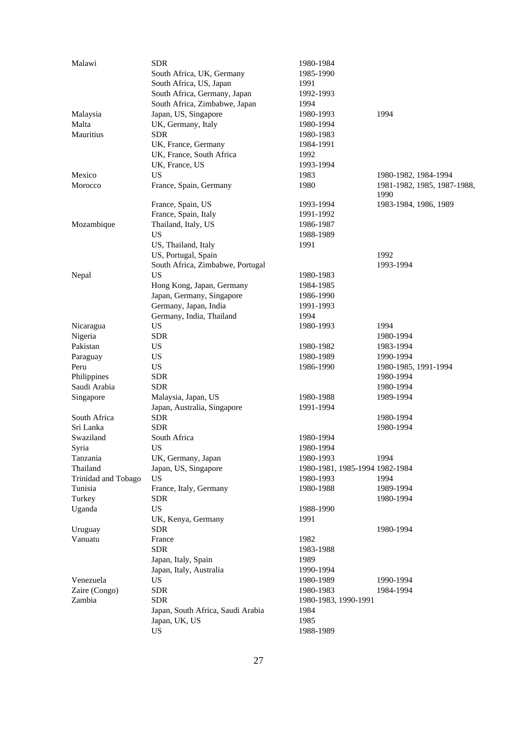| | | | |
|---|---|---|---|
| Malawi | SDR | 1980-1984 | |
| | South Africa, UK, Germany | 1985-1990 | |
| | South Africa, US, Japan | 1991 | |
| | South Africa, Germany, Japan | 1992-1993 | |
| | South Africa, Zimbabwe, Japan | 1994 | |
| Malaysia | Japan, US, Singapore | 1980-1993 | 1994 |
| Malta | UK, Germany, Italy | 1980-1994 | |
| Mauritius | SDR | 1980-1983 | |
| | UK, France, Germany | 1984-1991 | |
| | UK, France, South Africa | 1992 | |
| | UK, France, US | 1993-1994 | |
| Mexico | US | 1983 | 1980-1982, 1984-1994 |
| Morocco | France, Spain, Germany | 1980 | 1981-1982, 1985, 1987-1988, 1990 |
| | France, Spain, US | 1993-1994 | 1983-1984, 1986, 1989 |
| | France, Spain, Italy | 1991-1992 | |
| Mozambique | Thailand, Italy, US | 1986-1987 | |
| | US | 1988-1989 | |
| | US, Thailand, Italy | 1991 | |
| | US, Portugal, Spain | | 1992 |
| | South Africa, Zimbabwe, Portugal | | 1993-1994 |
| Nepal | US | 1980-1983 | |
| | Hong Kong, Japan, Germany | 1984-1985 | |
| | Japan, Germany, Singapore | 1986-1990 | |
| | Germany, Japan, India | 1991-1993 | |
| | Germany, India, Thailand | 1994 | |
| Nicaragua | US | 1980-1993 | 1994 |
| Nigeria | SDR | | 1980-1994 |
| Pakistan | US | 1980-1982 | 1983-1994 |
| Paraguay | US | 1980-1989 | 1990-1994 |
| Peru | US | 1986-1990 | 1980-1985, 1991-1994 |
| Philippines | SDR | | 1980-1994 |
| Saudi Arabia | SDR | | 1980-1994 |
| Singapore | Malaysia, Japan, US | 1980-1988 | 1989-1994 |
| | Japan, Australia, Singapore | 1991-1994 | |
| South Africa | SDR | | 1980-1994 |
| Sri Lanka | SDR | | 1980-1994 |
| Swaziland | South Africa | 1980-1994 | |
| Syria | US | 1980-1994 | |
| Tanzania | UK, Germany, Japan | 1980-1993 | 1994 |
| Thailand | Japan, US, Singapore | 1980-1981, 1985-1994 | 1982-1984 |
| Trinidad and Tobago | US | 1980-1993 | 1994 |
| Tunisia | France, Italy, Germany | 1980-1988 | 1989-1994 |
| Turkey | SDR | | 1980-1994 |
| Uganda | US | 1988-1990 | |
| | UK, Kenya, Germany | 1991 | |
| Uruguay | SDR | | 1980-1994 |
| Vanuatu | France | 1982 | |
| | SDR | 1983-1988 | |
| | Japan, Italy, Spain | 1989 | |
| | Japan, Italy, Australia | 1990-1994 | |
| Venezuela | US | 1980-1989 | 1990-1994 |
| Zaire (Congo) | SDR | 1980-1983 | 1984-1994 |
| Zambia | SDR | 1980-1983, 1990-1991 | |
| | Japan, South Africa, Saudi Arabia | 1984 | |
| | Japan, UK, US | 1985 | |
| | US | 1988-1989 | |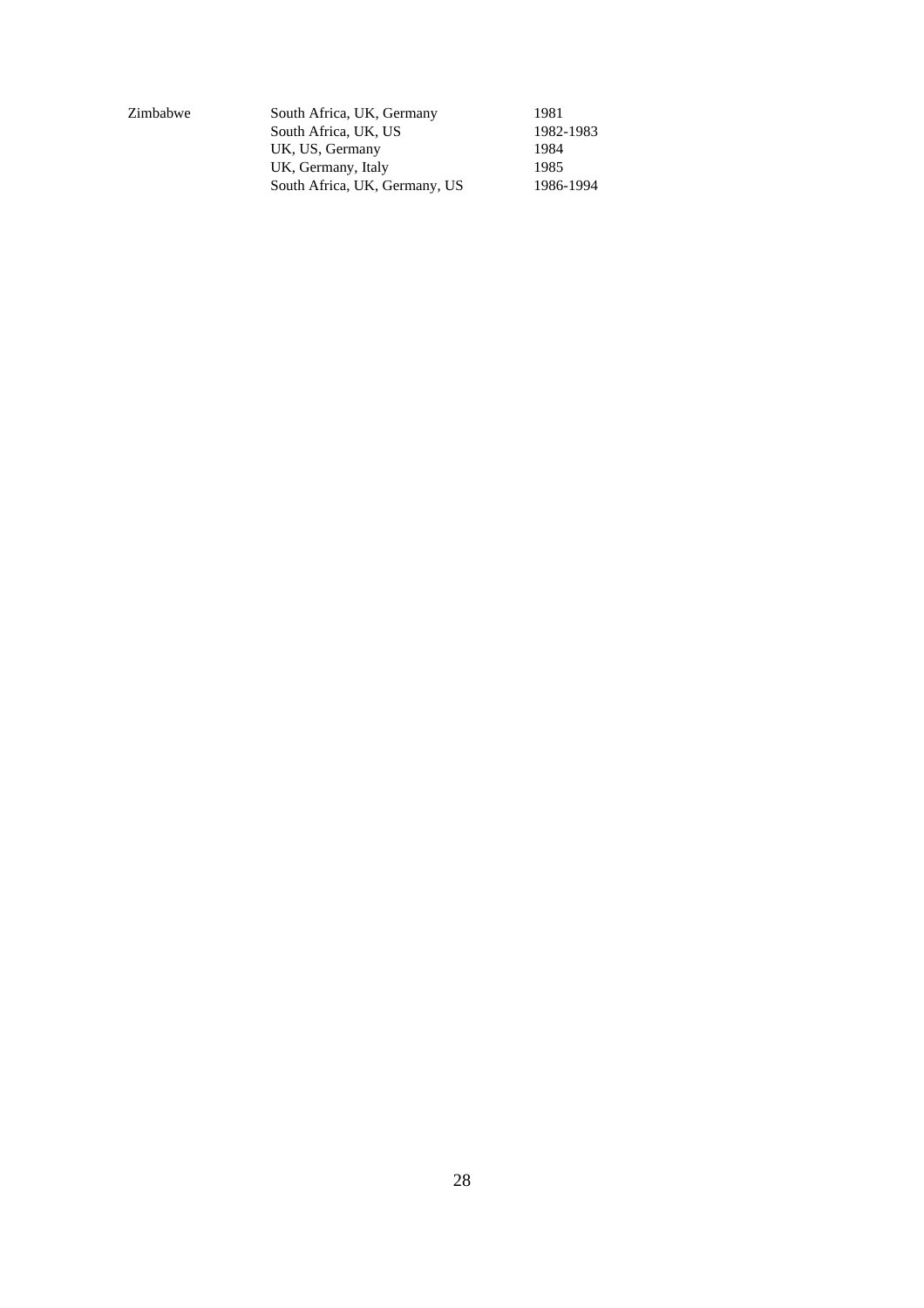| | | |
|---|---|---|
| Zimbabwe | South Africa, UK, Germany | 1981 |
| | South Africa, UK, US | 1982-1983 |
| | UK, US, Germany | 1984 |
| | UK, Germany, Italy | 1985 |
| | South Africa, UK, Germany, US | 1986-1994 |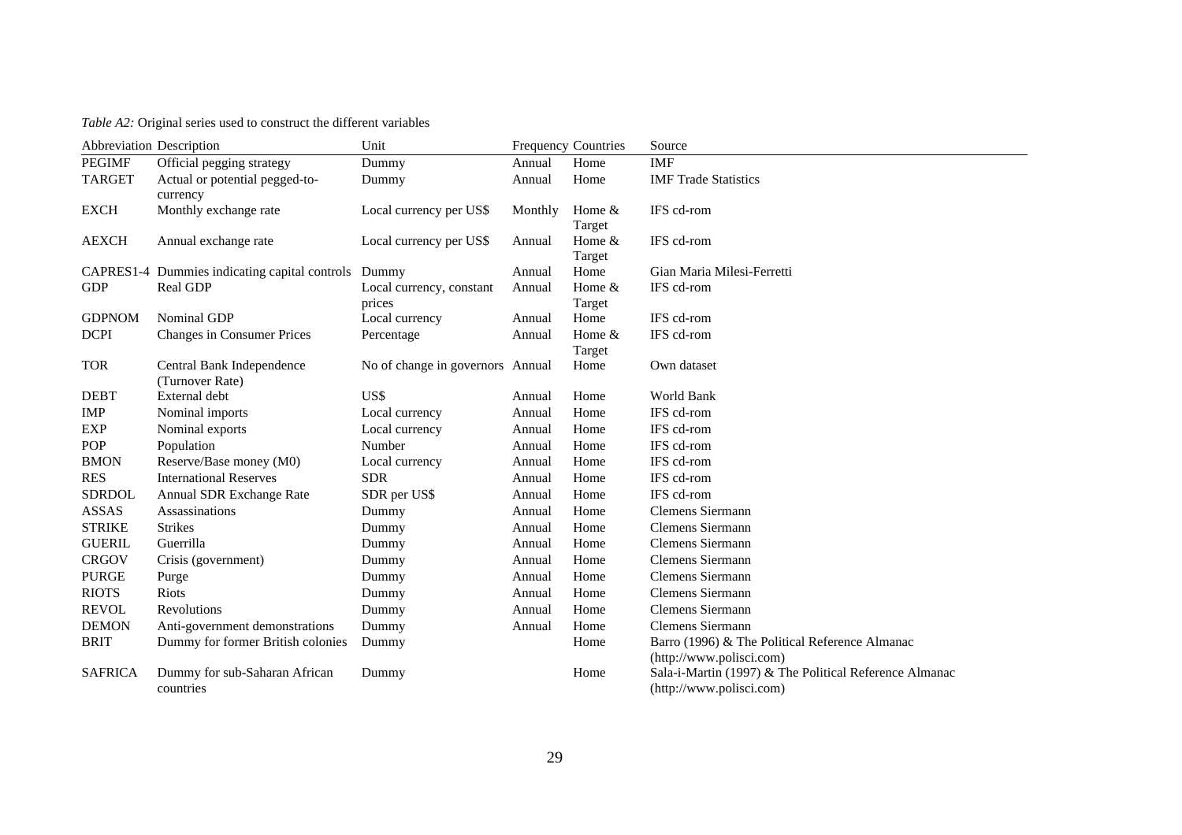*Table A2:* Original series used to construct the different variables

| Abbreviation | Description | Unit | Frequency | Countries | Source |
|---|---|---|---|---|---|
| PEGIMF | Official pegging strategy | Dummy | Annual | Home | IMF |
| TARGET | Actual or potential pegged-to-currency | Dummy | Annual | Home | IMF Trade Statistics |
| EXCH | Monthly exchange rate | Local currency per US$ | Monthly | Home & Target | IFS cd-rom |
| AEXCH | Annual exchange rate | Local currency per US$ | Annual | Home & Target | IFS cd-rom |
| CAPRES1-4 | Dummies indicating capital controls | Dummy | Annual | Home | Gian Maria Milesi-Ferretti |
| GDP | Real GDP | Local currency, constant prices | Annual | Home & Target | IFS cd-rom |
| GDPNOM | Nominal GDP | Local currency | Annual | Home | IFS cd-rom |
| DCPI | Changes in Consumer Prices | Percentage | Annual | Home & Target | IFS cd-rom |
| TOR | Central Bank Independence (Turnover Rate) | No of change in governors | Annual | Home | Own dataset |
| DEBT | External debt | US$ | Annual | Home | World Bank |
| IMP | Nominal imports | Local currency | Annual | Home | IFS cd-rom |
| EXP | Nominal exports | Local currency | Annual | Home | IFS cd-rom |
| POP | Population | Number | Annual | Home | IFS cd-rom |
| BMON | Reserve/Base money (M0) | Local currency | Annual | Home | IFS cd-rom |
| RES | International Reserves | SDR | Annual | Home | IFS cd-rom |
| SDRDOL | Annual SDR Exchange Rate | SDR per US$ | Annual | Home | IFS cd-rom |
| ASSAS | Assassinations | Dummy | Annual | Home | Clemens Siermann |
| STRIKE | Strikes | Dummy | Annual | Home | Clemens Siermann |
| GUERIL | Guerrilla | Dummy | Annual | Home | Clemens Siermann |
| CRGOV | Crisis (government) | Dummy | Annual | Home | Clemens Siermann |
| PURGE | Purge | Dummy | Annual | Home | Clemens Siermann |
| RIOTS | Riots | Dummy | Annual | Home | Clemens Siermann |
| REVOL | Revolutions | Dummy | Annual | Home | Clemens Siermann |
| DEMON | Anti-government demonstrations | Dummy | Annual | Home | Clemens Siermann |
| BRIT | Dummy for former British colonies | Dummy | | Home | Barro (1996) & The Political Reference Almanac (http://www.polisci.com) |
| SAFRICA | Dummy for sub-Saharan African countries | Dummy | | Home | Sala-i-Martin (1997) & The Political Reference Almanac (http://www.polisci.com) |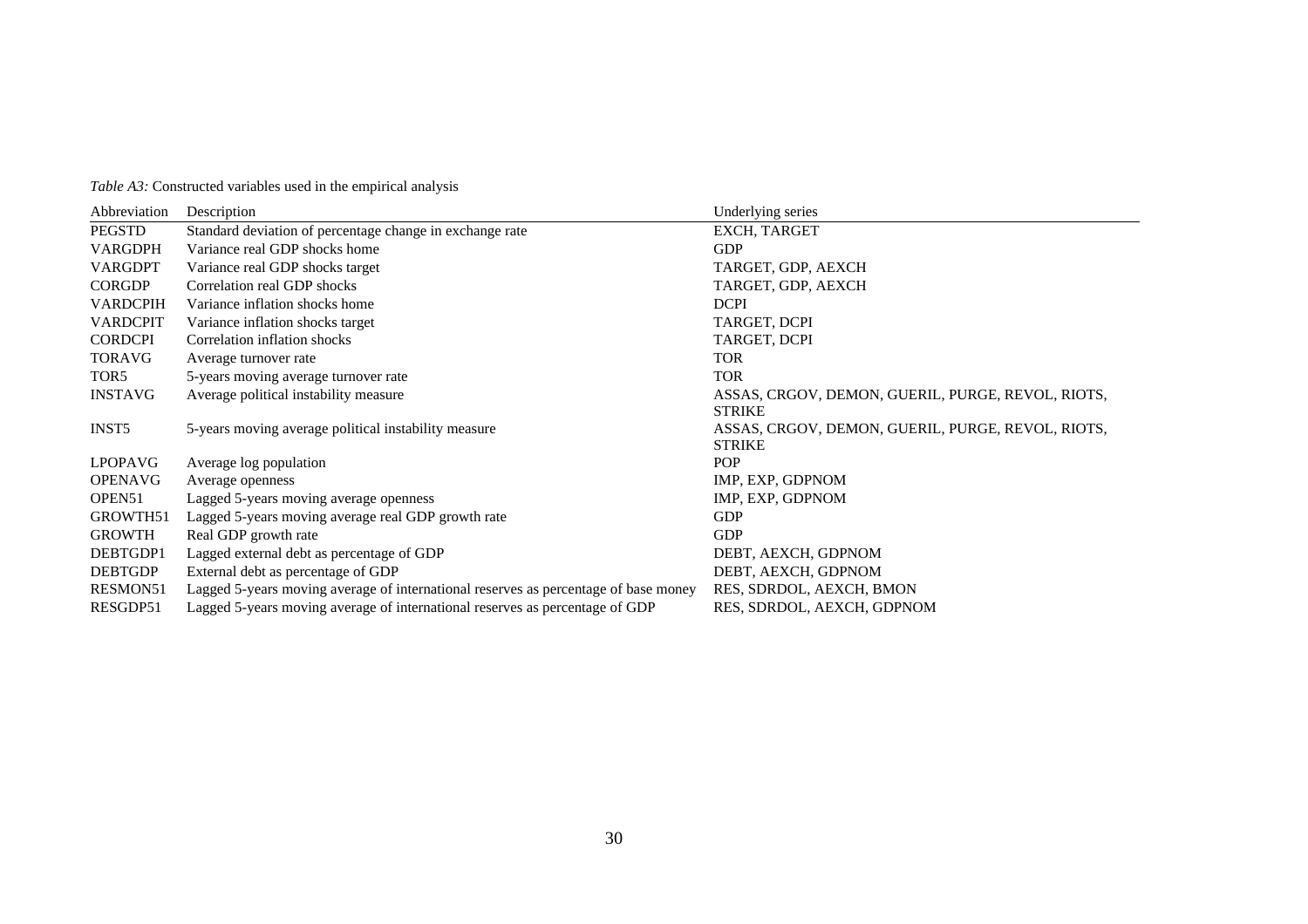*Table A3:* Constructed variables used in the empirical analysis

| Abbreviation | Description | Underlying series |
|---|---|---|
| PEGSTD | Standard deviation of percentage change in exchange rate | EXCH, TARGET |
| VARGDPH | Variance real GDP shocks home | GDP |
| VARGDPT | Variance real GDP shocks target | TARGET, GDP, AEXCH |
| CORGDP | Correlation real GDP shocks | TARGET, GDP, AEXCH |
| VARDCPIH | Variance inflation shocks home | DCPI |
| VARDCPIT | Variance inflation shocks target | TARGET, DCPI |
| CORDCPI | Correlation inflation shocks | TARGET, DCPI |
| TORAVG | Average turnover rate | TOR |
| TOR5 | 5-years moving average turnover rate | TOR |
| INSTAVG | Average political instability measure | ASSAS, CRGOV, DEMON, GUERIL, PURGE, REVOL, RIOTS, STRIKE |
| INST5 | 5-years moving average political instability measure | ASSAS, CRGOV, DEMON, GUERIL, PURGE, REVOL, RIOTS, STRIKE |
| LPOPAVG | Average log population | POP |
| OPENAVG | Average openness | IMP, EXP, GDPNOM |
| OPEN51 | Lagged 5-years moving average openness | IMP, EXP, GDPNOM |
| GROWTH51 | Lagged 5-years moving average real GDP growth rate | GDP |
| GROWTH | Real GDP growth rate | GDP |
| DEBTGDP1 | Lagged external debt as percentage of GDP | DEBT, AEXCH, GDPNOM |
| DEBTGDP | External debt as percentage of GDP | DEBT, AEXCH, GDPNOM |
| RESMON51 | Lagged 5-years moving average of international reserves as percentage of base money | RES, SDRDOL, AEXCH, BMON |
| RESGDP51 | Lagged 5-years moving average of international reserves as percentage of GDP | RES, SDRDOL, AEXCH, GDPNOM |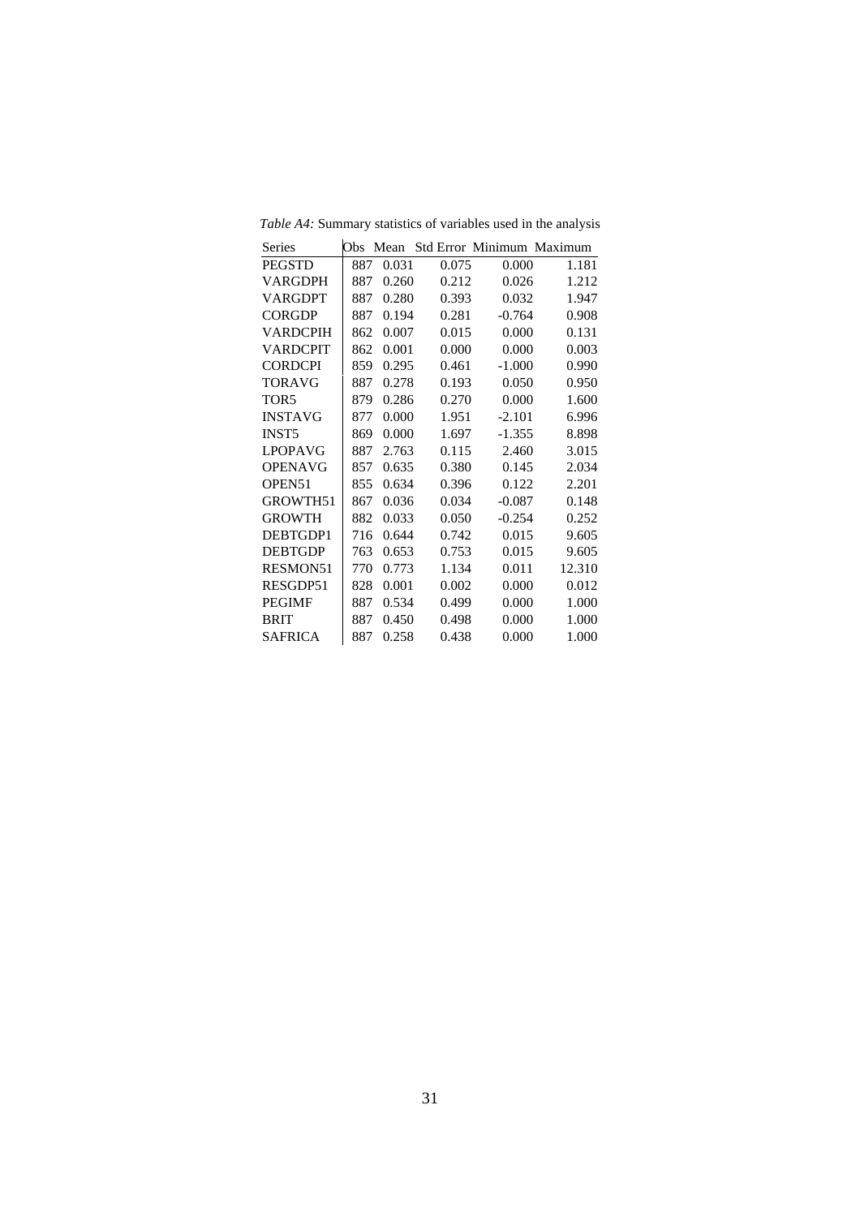*Table A4:* Summary statistics of variables used in the analysis

| Series | Obs | Mean | Std Error | Minimum | Maximum |
|---|---|---|---|---|---|
| PEGSTD | 887 | 0.031 | 0.075 | 0.000 | 1.181 |
| VARGDPH | 887 | 0.260 | 0.212 | 0.026 | 1.212 |
| VARGDPT | 887 | 0.280 | 0.393 | 0.032 | 1.947 |
| CORGDP | 887 | 0.194 | 0.281 | -0.764 | 0.908 |
| VARDCPIH | 862 | 0.007 | 0.015 | 0.000 | 0.131 |
| VARDCPIT | 862 | 0.001 | 0.000 | 0.000 | 0.003 |
| CORDCPI | 859 | 0.295 | 0.461 | -1.000 | 0.990 |
| TORAVG | 887 | 0.278 | 0.193 | 0.050 | 0.950 |
| TOR5 | 879 | 0.286 | 0.270 | 0.000 | 1.600 |
| INSTAVG | 877 | 0.000 | 1.951 | -2.101 | 6.996 |
| INST5 | 869 | 0.000 | 1.697 | -1.355 | 8.898 |
| LPOPAVG | 887 | 2.763 | 0.115 | 2.460 | 3.015 |
| OPENAVG | 857 | 0.635 | 0.380 | 0.145 | 2.034 |
| OPEN51 | 855 | 0.634 | 0.396 | 0.122 | 2.201 |
| GROWTH51 | 867 | 0.036 | 0.034 | -0.087 | 0.148 |
| GROWTH | 882 | 0.033 | 0.050 | -0.254 | 0.252 |
| DEBTGDP1 | 716 | 0.644 | 0.742 | 0.015 | 9.605 |
| DEBTGDP | 763 | 0.653 | 0.753 | 0.015 | 9.605 |
| RESMON51 | 770 | 0.773 | 1.134 | 0.011 | 12.310 |
| RESGDP51 | 828 | 0.001 | 0.002 | 0.000 | 0.012 |
| PEGIMF | 887 | 0.534 | 0.499 | 0.000 | 1.000 |
| BRIT | 887 | 0.450 | 0.498 | 0.000 | 1.000 |
| SAFRICA | 887 | 0.258 | 0.438 | 0.000 | 1.000 |